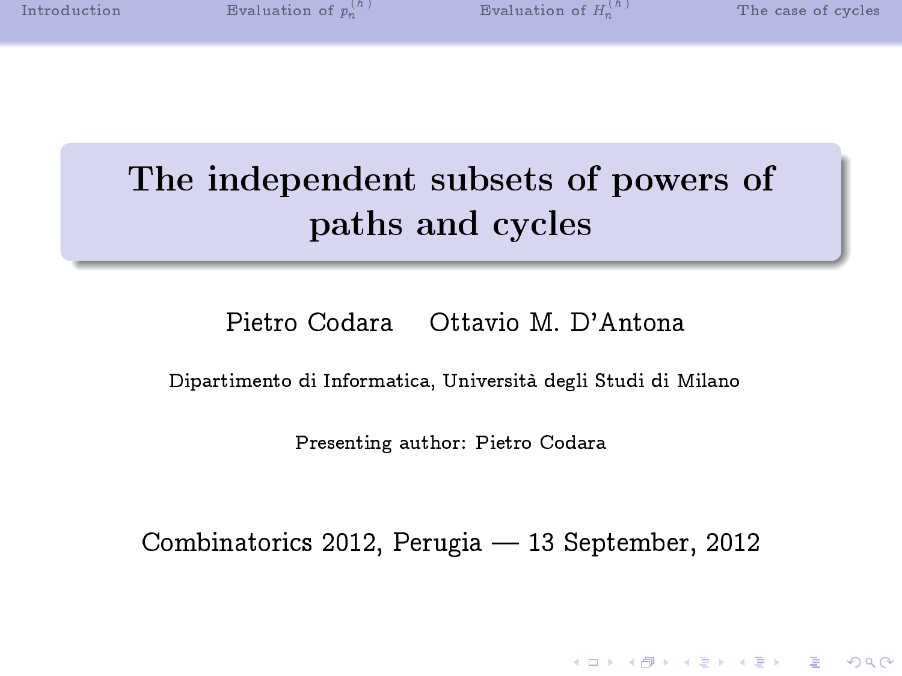# The independent subsets of powers of paths and cycles

Pietro Codara  Ottavio M. D'Antona

Dipartimento di Informatica, Università degli Studi di Milano

Presenting author: Pietro Codara

Combinatorics 2012, Perugia — 13 September, 2012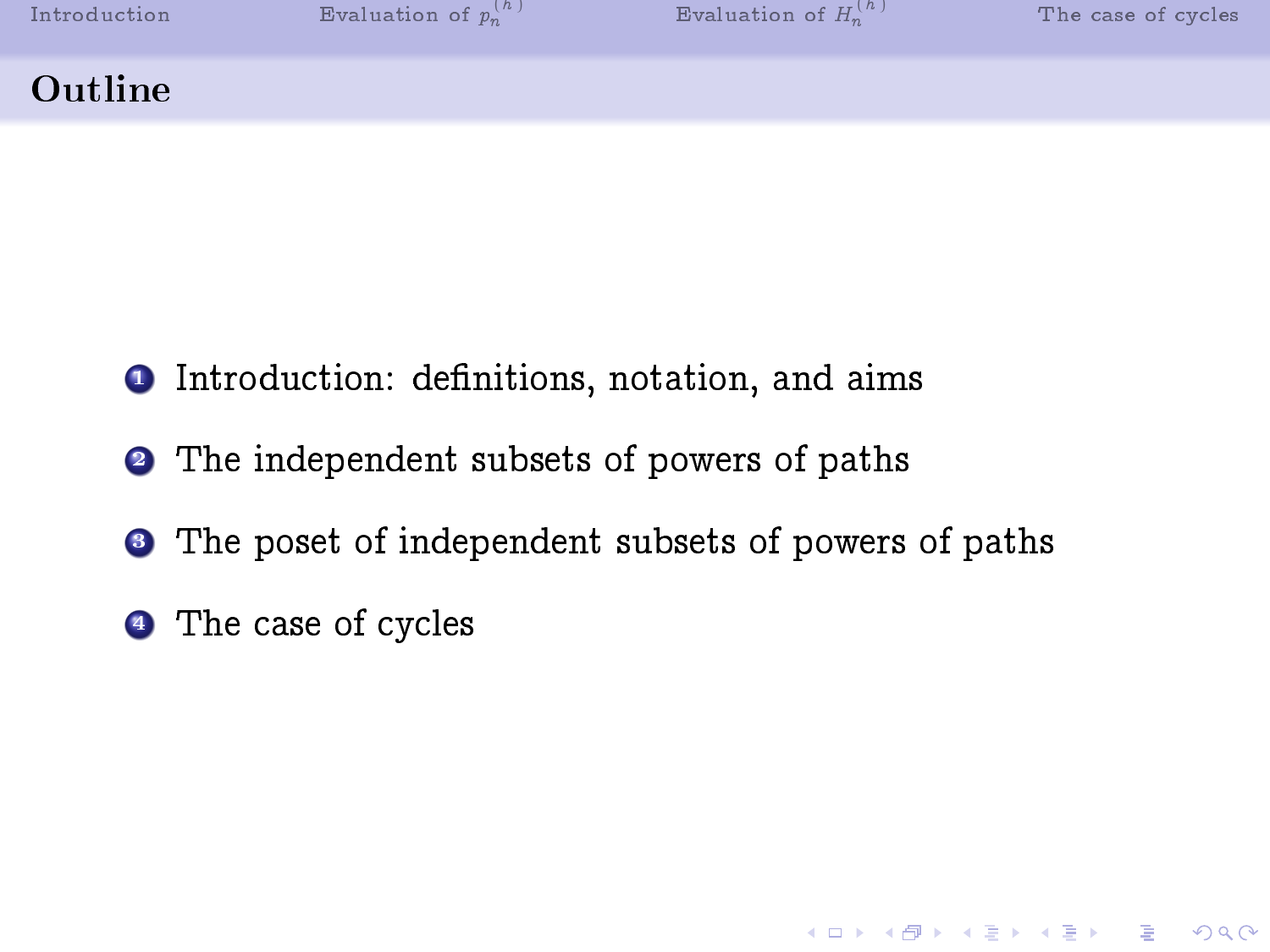## Outline

1. Introduction: definitions, notation, and aims
2. The independent subsets of powers of paths
3. The poset of independent subsets of powers of paths
4. The case of cycles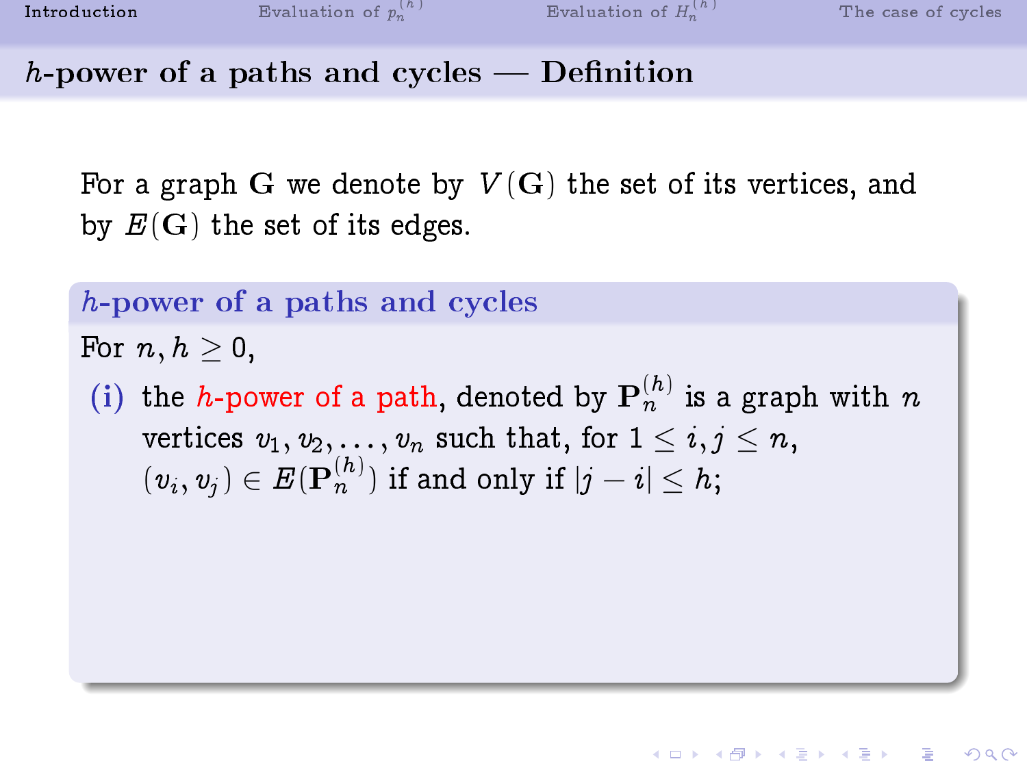## $h$-power of a paths and cycles — Definition

For a graph $\mathbf{G}$ we denote by $V(\mathbf{G})$ the set of its vertices, and by $E(\mathbf{G})$ the set of its edges.

### $h$-power of a paths and cycles

For $n, h \geq 0$,

(i) the $h$-power of a path, denoted by $\mathbf{P}_n^{(h)}$ is a graph with $n$ vertices $v_1, v_2, \ldots, v_n$ such that, for $1 \leq i, j \leq n$, $(v_i, v_j) \in E(\mathbf{P}_n^{(h)})$ if and only if $|j - i| \leq h$;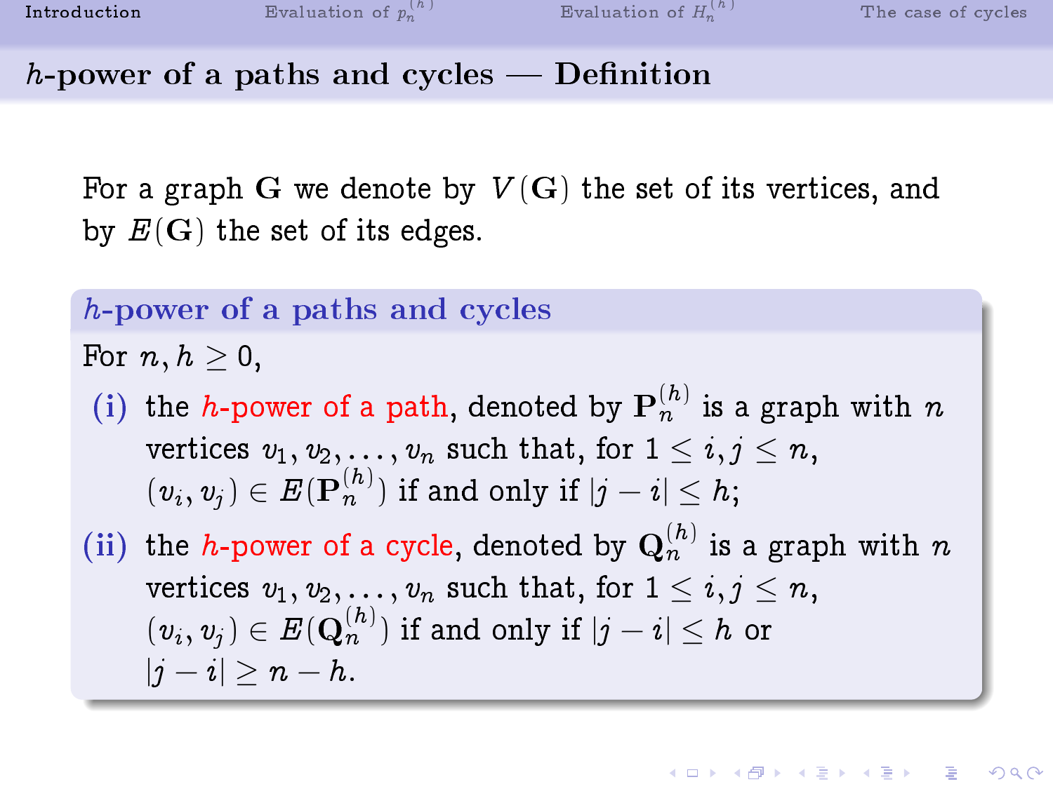## $h$-power of a paths and cycles — Definition

For a graph $\mathbf{G}$ we denote by $V(\mathbf{G})$ the set of its vertices, and by $E(\mathbf{G})$ the set of its edges.

### $h$-power of a paths and cycles

For $n, h \geq 0$,

(i) the *$h$-power of a path*, denoted by $\mathbf{P}_n^{(h)}$ is a graph with $n$ vertices $v_1, v_2, \ldots, v_n$ such that, for $1 \leq i, j \leq n$, $(v_i, v_j) \in E(\mathbf{P}_n^{(h)})$ if and only if $|j - i| \leq h$;

(ii) the *$h$-power of a cycle*, denoted by $\mathbf{Q}_n^{(h)}$ is a graph with $n$ vertices $v_1, v_2, \ldots, v_n$ such that, for $1 \leq i, j \leq n$, $(v_i, v_j) \in E(\mathbf{Q}_n^{(h)})$ if and only if $|j - i| \leq h$ or $|j - i| \geq n - h$.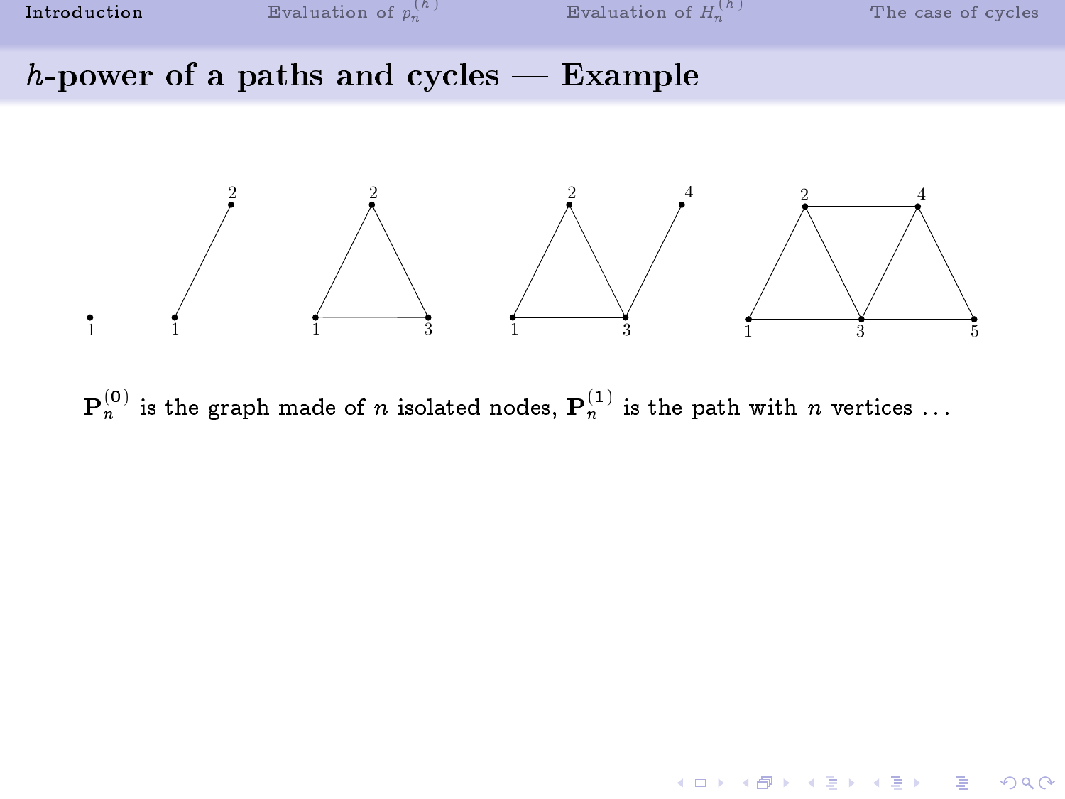## $h$-power of a paths and cycles — Example

$\mathbf{P}_n^{(0)}$ is the graph made of $n$ isolated nodes, $\mathbf{P}_n^{(1)}$ is the path with $n$ vertices ...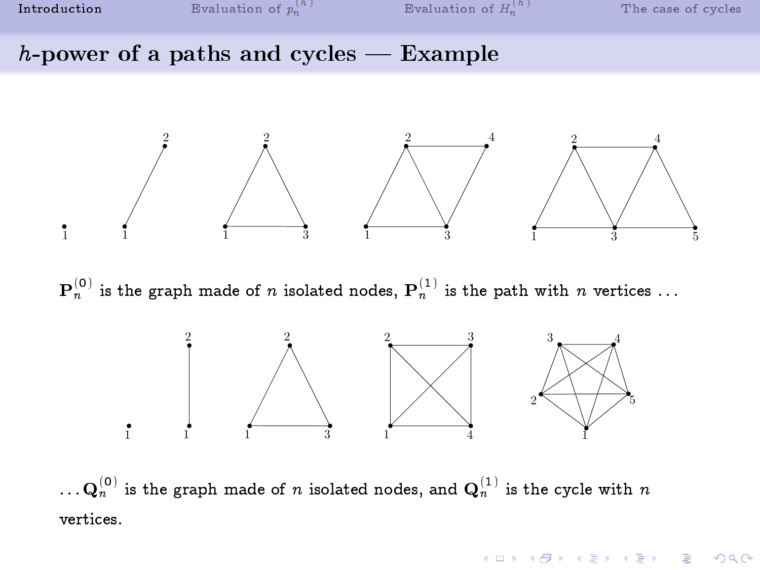## $h$-power of a paths and cycles — Example

$\mathbf{P}_n^{(0)}$ is the graph made of $n$ isolated nodes, $\mathbf{P}_n^{(1)}$ is the path with $n$ vertices ...

... $\mathbf{Q}_n^{(0)}$ is the graph made of $n$ isolated nodes, and $\mathbf{Q}_n^{(1)}$ is the cycle with $n$ vertices.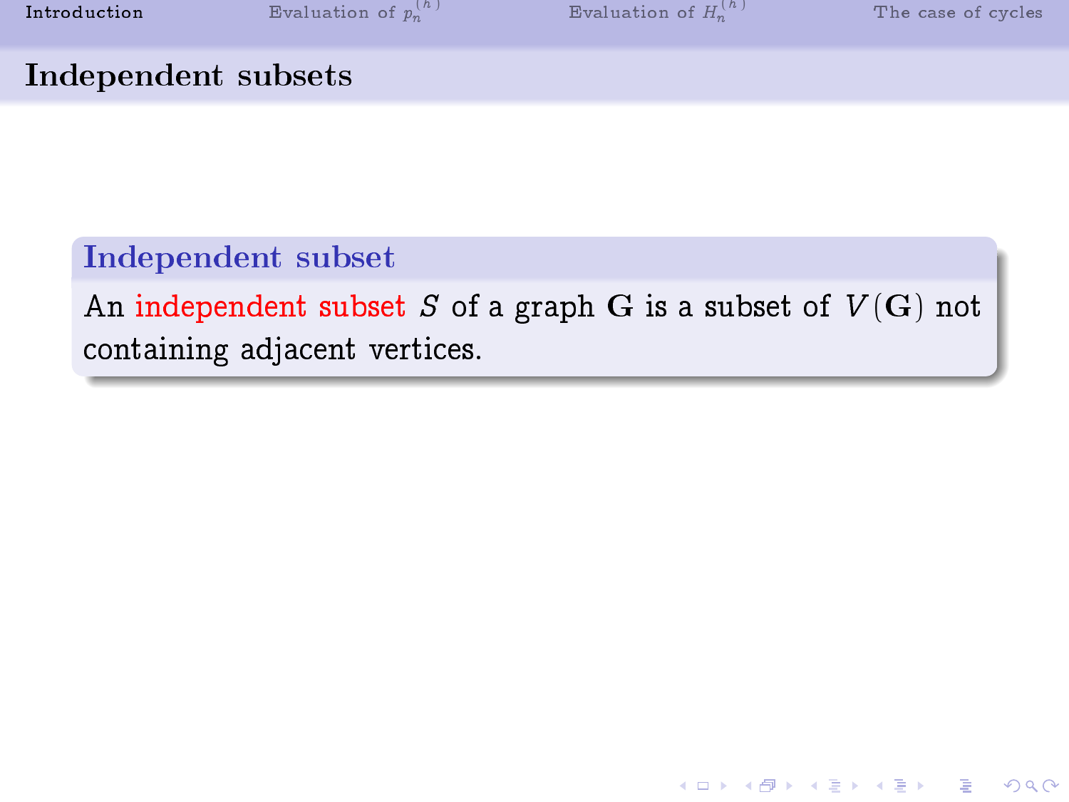## Independent subsets

### Independent subset

An independent subset $S$ of a graph $\mathbf{G}$ is a subset of $V(\mathbf{G})$ not containing adjacent vertices.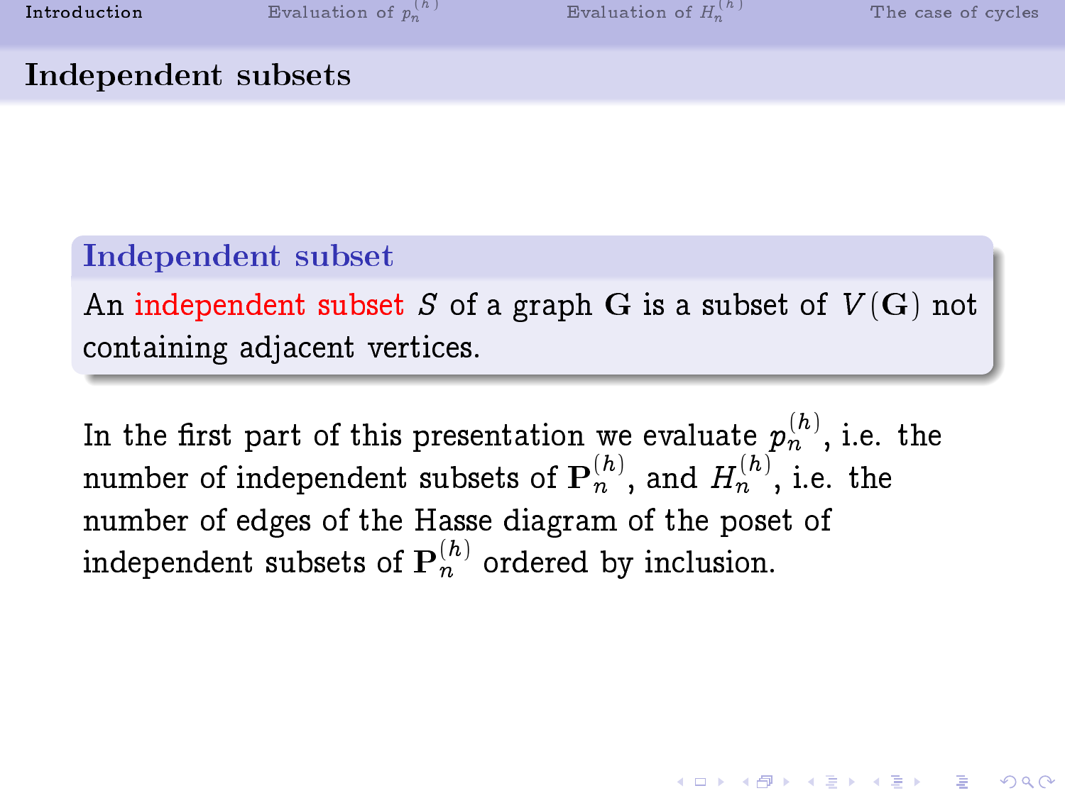## Independent subsets

### Independent subset

An independent subset $S$ of a graph $\mathbf{G}$ is a subset of $V(\mathbf{G})$ not containing adjacent vertices.

In the first part of this presentation we evaluate $p_n^{(h)}$, i.e. the number of independent subsets of $\mathbf{P}_n^{(h)}$, and $H_n^{(h)}$, i.e. the number of edges of the Hasse diagram of the poset of independent subsets of $\mathbf{P}_n^{(h)}$ ordered by inclusion.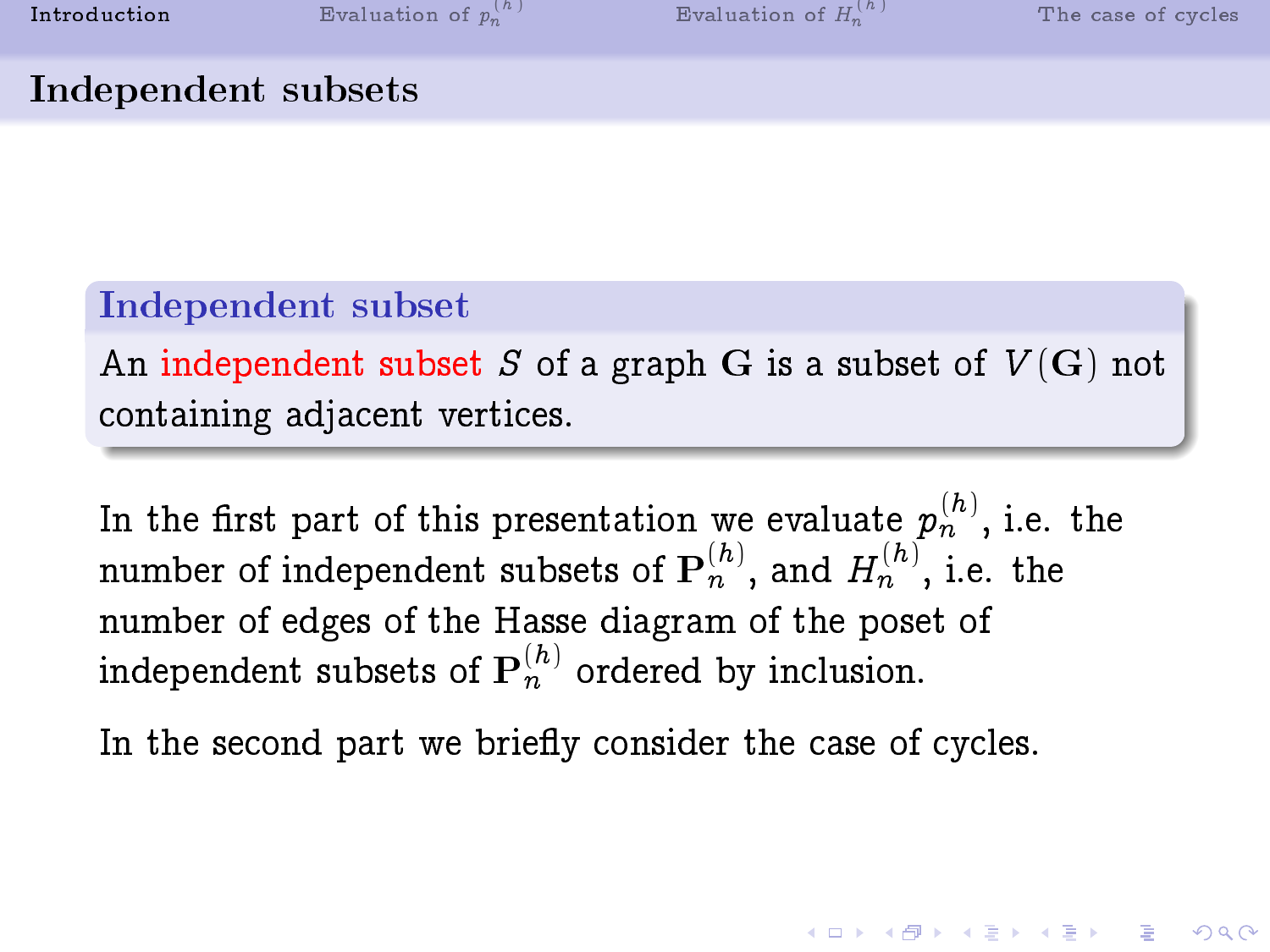## Independent subsets

### Independent subset

An independent subset $S$ of a graph $\mathbf{G}$ is a subset of $V(\mathbf{G})$ not containing adjacent vertices.

In the first part of this presentation we evaluate $p_n^{(h)}$, i.e. the number of independent subsets of $\mathbf{P}_n^{(h)}$, and $H_n^{(h)}$, i.e. the number of edges of the Hasse diagram of the poset of independent subsets of $\mathbf{P}_n^{(h)}$ ordered by inclusion.

In the second part we briefly consider the case of cycles.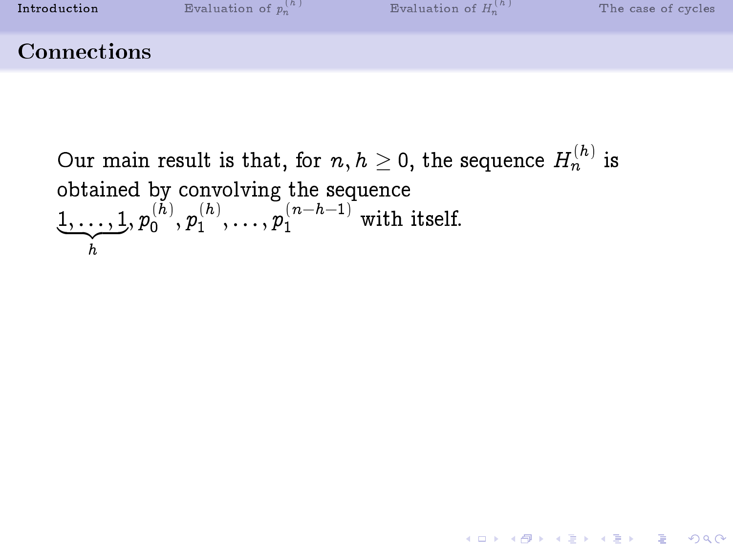## Connections

Our main result is that, for $n, h \geq 0$, the sequence $H_n^{(h)}$ is obtained by convolving the sequence $\underbrace{1, \ldots, 1}_{h}, p_0^{(h)}, p_1^{(h)}, \ldots, p_1^{(n-h-1)}$ with itself.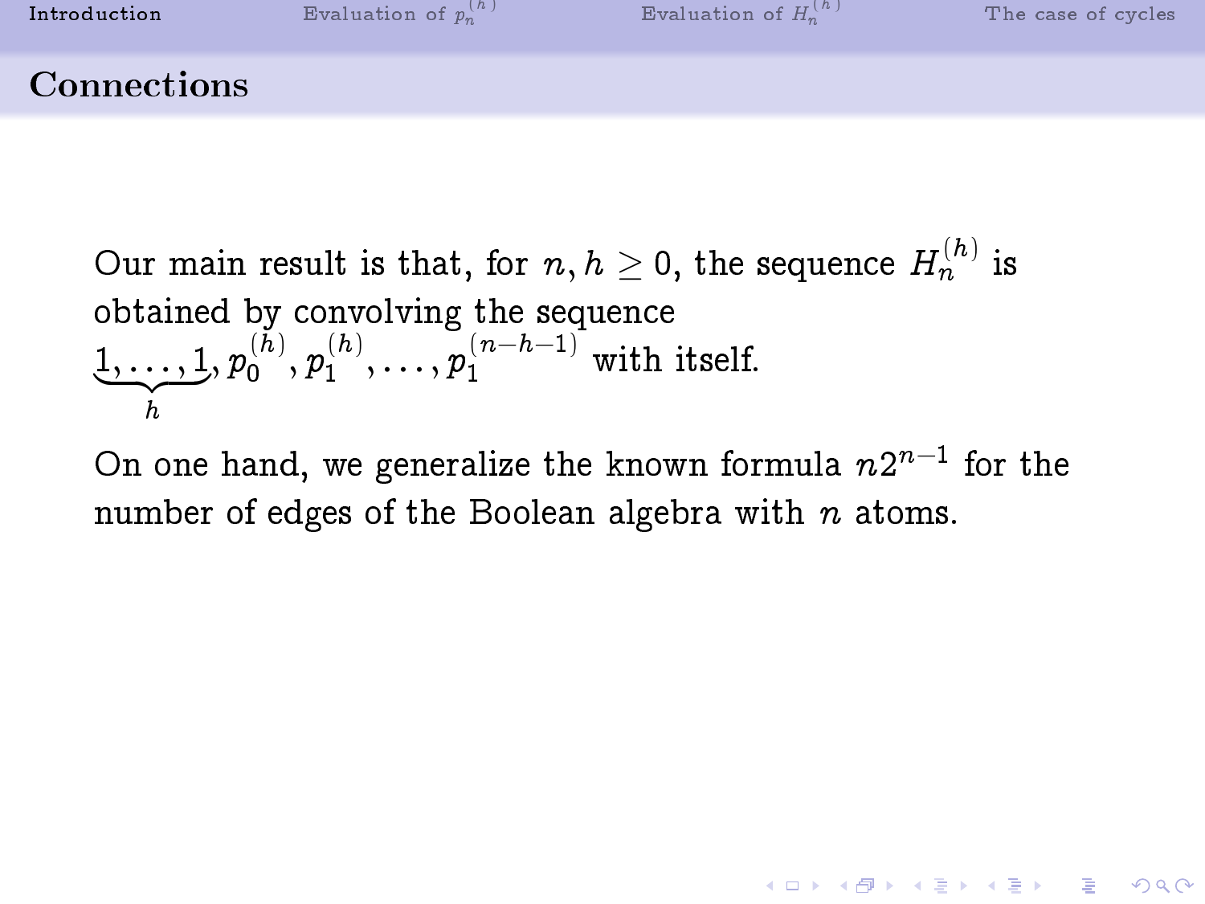## Connections

Our main result is that, for $n, h \geq 0$, the sequence $H_n^{(h)}$ is obtained by convolving the sequence $\underbrace{1, \ldots, 1}_{h}, p_0^{(h)}, p_1^{(h)}, \ldots, p_1^{(n-h-1)}$ with itself.

On one hand, we generalize the known formula $n2^{n-1}$ for the number of edges of the Boolean algebra with $n$ atoms.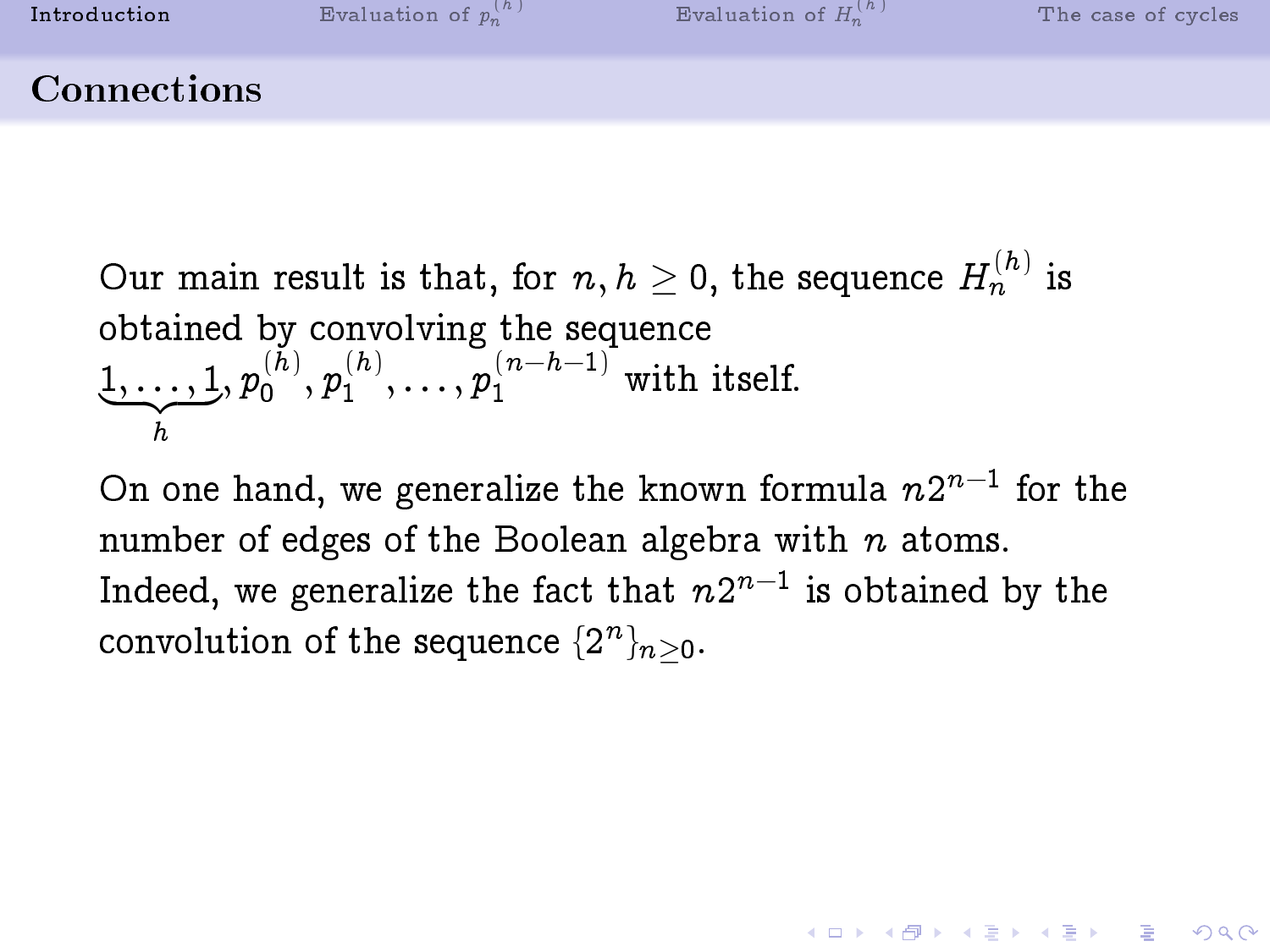## Connections

Our main result is that, for $n, h \geq 0$, the sequence $H_n^{(h)}$ is obtained by convolving the sequence $\underbrace{1, \ldots, 1}_{h}, p_0^{(h)}, p_1^{(h)}, \ldots, p_1^{(n-h-1)}$ with itself.

On one hand, we generalize the known formula $n2^{n-1}$ for the number of edges of the Boolean algebra with $n$ atoms. Indeed, we generalize the fact that $n2^{n-1}$ is obtained by the convolution of the sequence $\{2^n\}_{n \geq 0}$.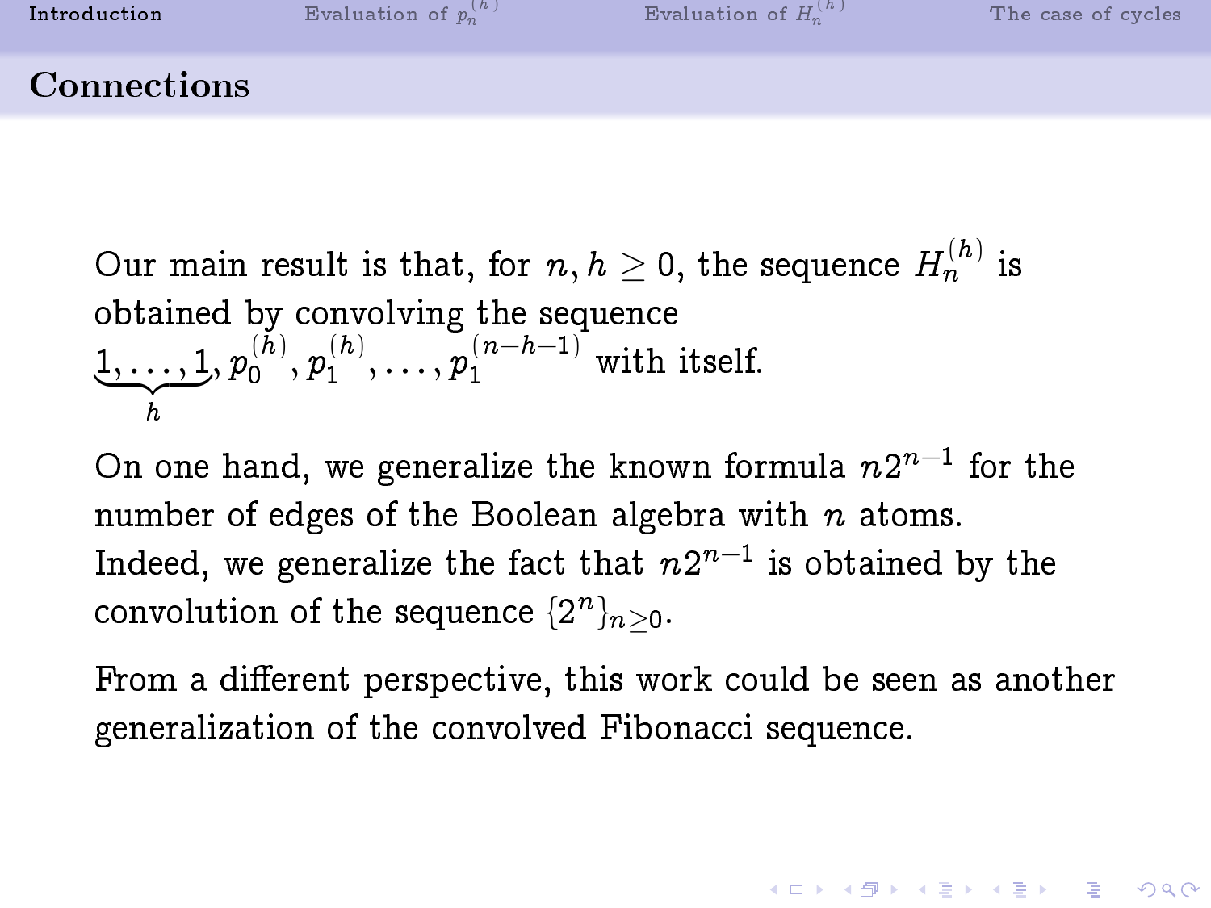## Connections

Our main result is that, for $n, h \geq 0$, the sequence $H_n^{(h)}$ is obtained by convolving the sequence $\underbrace{1, \ldots, 1}_{h}, p_0^{(h)}, p_1^{(h)}, \ldots, p_1^{(n-h-1)}$ with itself.

On one hand, we generalize the known formula $n2^{n-1}$ for the number of edges of the Boolean algebra with $n$ atoms. Indeed, we generalize the fact that $n2^{n-1}$ is obtained by the convolution of the sequence $\{2^n\}_{n \geq 0}$.

From a different perspective, this work could be seen as another generalization of the convolved Fibonacci sequence.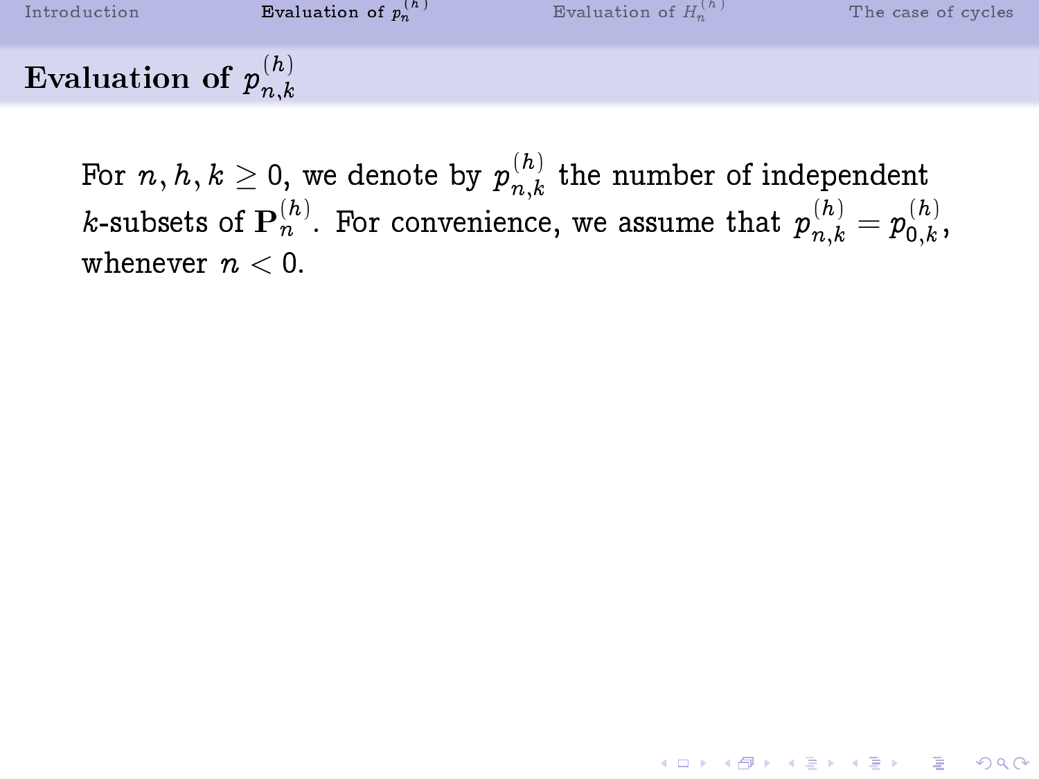## Evaluation of $p_{n,k}^{(h)}$

For $n, h, k \geq 0$, we denote by $p_{n,k}^{(h)}$ the number of independent $k$-subsets of $\mathbf{P}_n^{(h)}$. For convenience, we assume that $p_{n,k}^{(h)} = p_{0,k}^{(h)}$, whenever $n < 0$.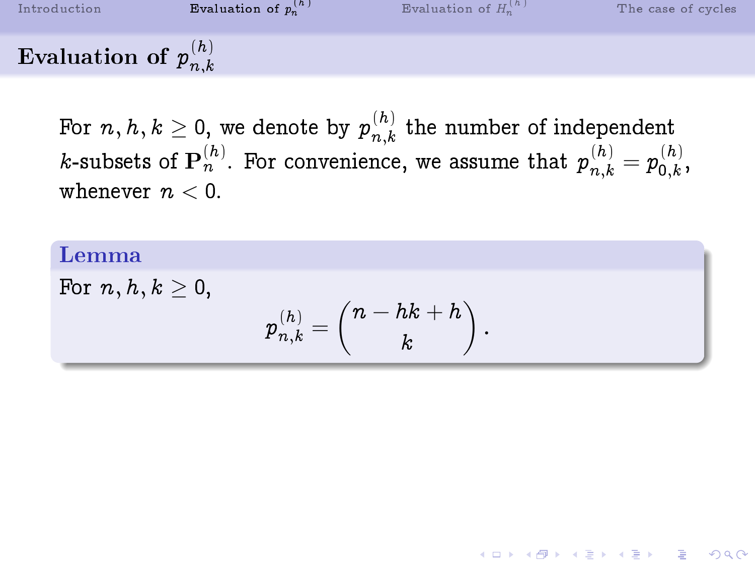## Evaluation of $p_{n,k}^{(h)}$

For $n, h, k \geq 0$, we denote by $p_{n,k}^{(h)}$ the number of independent $k$-subsets of $\mathbf{P}_n^{(h)}$. For convenience, we assume that $p_{n,k}^{(h)} = p_{0,k}^{(h)}$, whenever $n < 0$.

**Lemma**

For $n, h, k \geq 0$,

$$p_{n,k}^{(h)} = \binom{n - hk + h}{k}.$$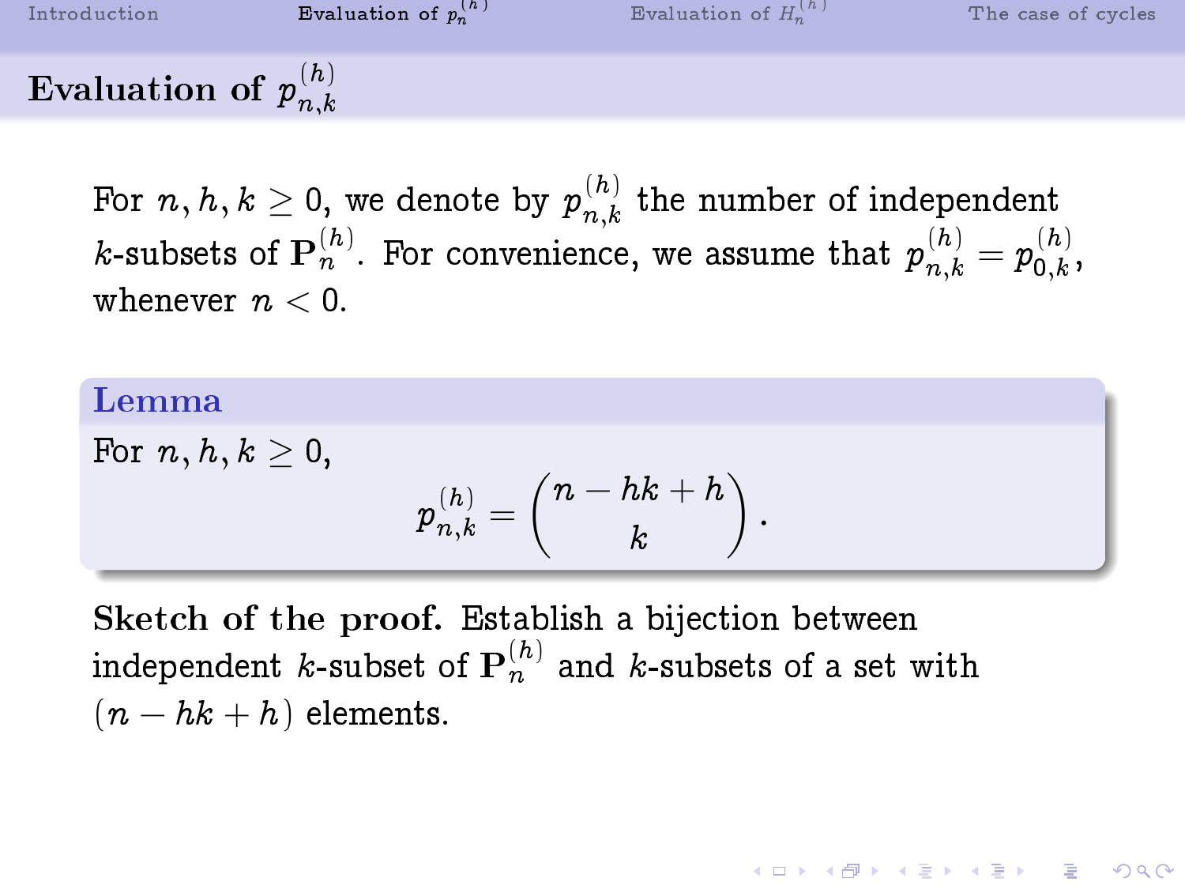## Evaluation of $p_{n,k}^{(h)}$

For $n, h, k \geq 0$, we denote by $p_{n,k}^{(h)}$ the number of independent $k$-subsets of $\mathbf{P}_n^{(h)}$. For convenience, we assume that $p_{n,k}^{(h)} = p_{0,k}^{(h)}$, whenever $n < 0$.

**Lemma**

For $n, h, k \geq 0$,

$$p_{n,k}^{(h)} = \binom{n - hk + h}{k}.$$

**Sketch of the proof.** Establish a bijection between independent $k$-subset of $\mathbf{P}_n^{(h)}$ and $k$-subsets of a set with $(n - hk + h)$ elements.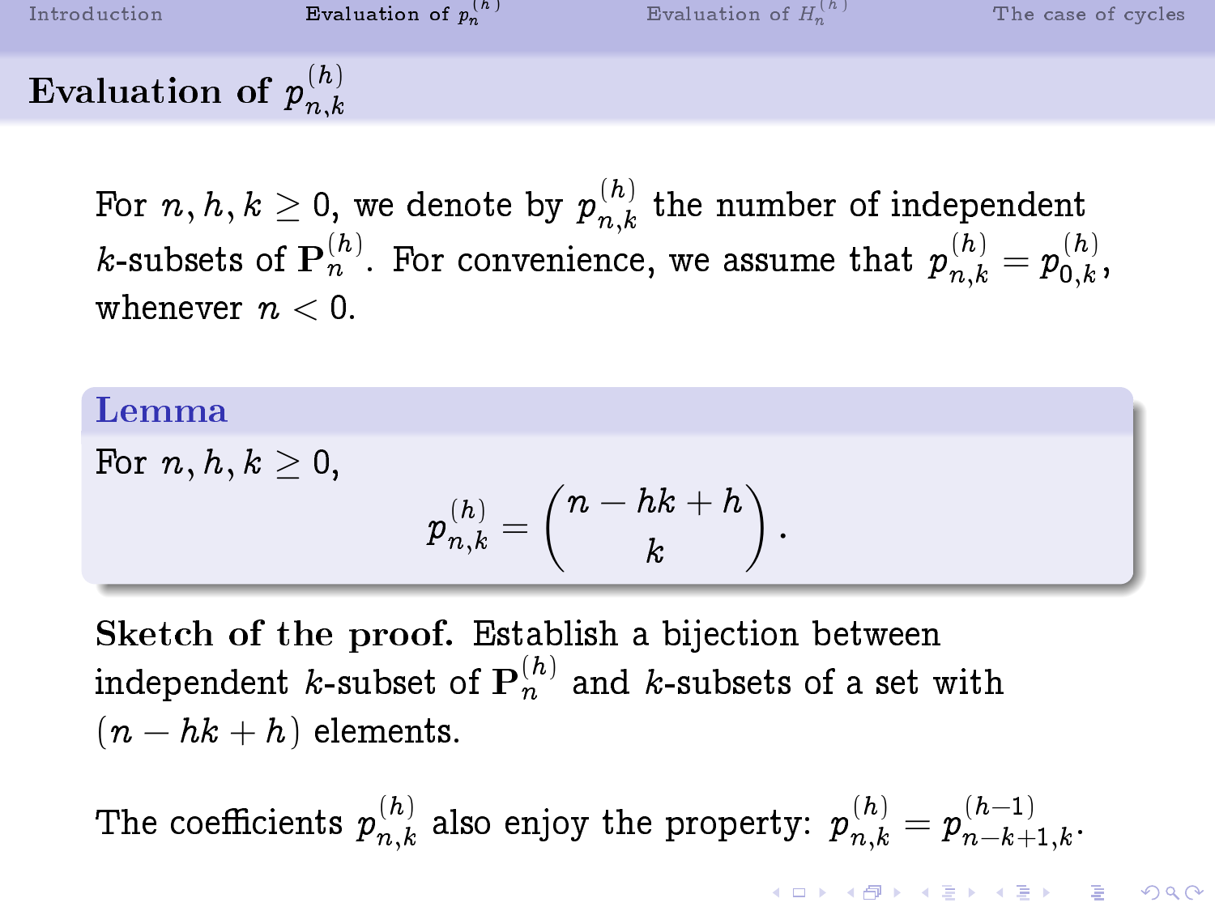## Evaluation of $p_{n,k}^{(h)}$

For $n, h, k \geq 0$, we denote by $p_{n,k}^{(h)}$ the number of independent $k$-subsets of $\mathbf{P}_n^{(h)}$. For convenience, we assume that $p_{n,k}^{(h)} = p_{0,k}^{(h)}$, whenever $n < 0$.

**Lemma**

For $n, h, k \geq 0$,

$$p_{n,k}^{(h)} = \binom{n - hk + h}{k}.$$

**Sketch of the proof.** Establish a bijection between independent $k$-subset of $\mathbf{P}_n^{(h)}$ and $k$-subsets of a set with $(n - hk + h)$ elements.

The coefficients $p_{n,k}^{(h)}$ also enjoy the property: $p_{n,k}^{(h)} = p_{n-k+1,k}^{(h-1)}$.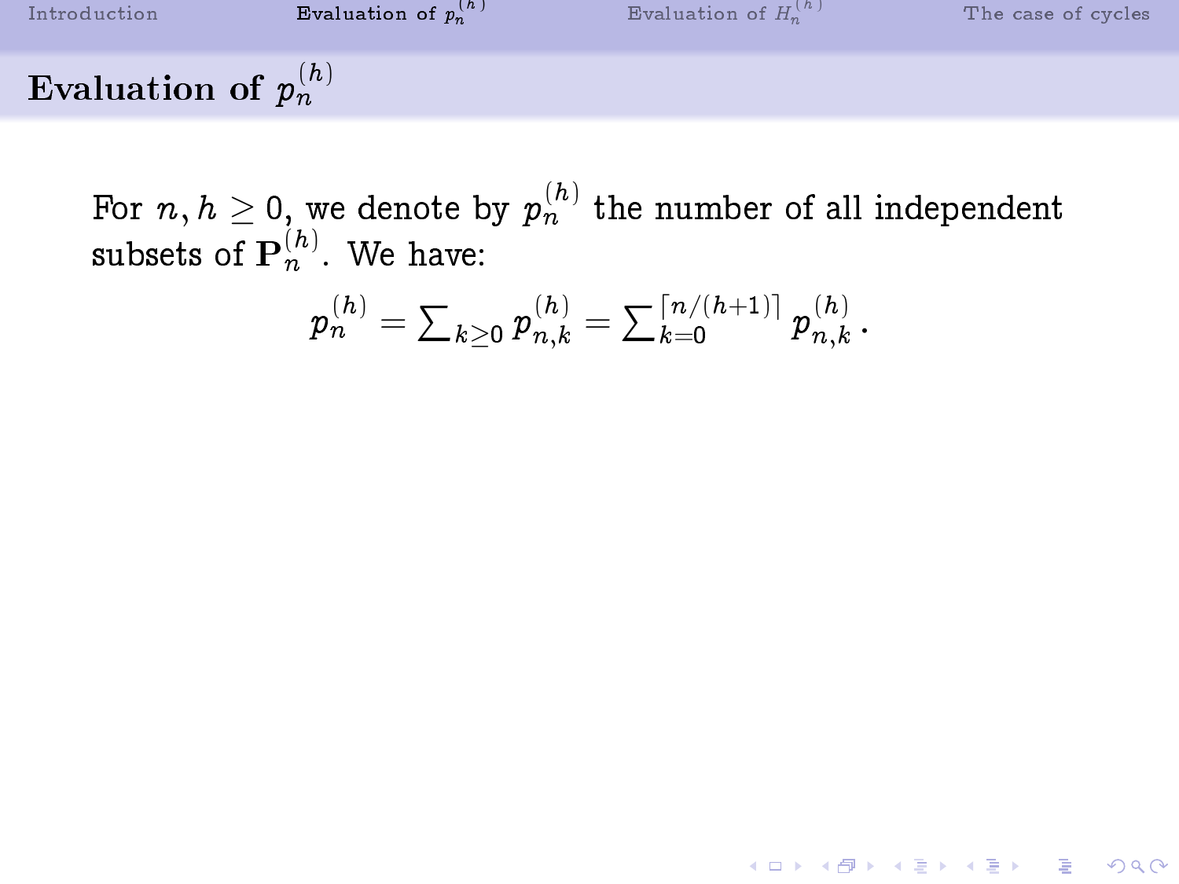## Evaluation of $p_n^{(h)}$

For $n, h \geq 0$, we denote by $p_n^{(h)}$ the number of all independent subsets of $\mathbf{P}_n^{(h)}$. We have:

$$p_n^{(h)} = \sum_{k \geq 0} p_{n,k}^{(h)} = \sum_{k=0}^{\lceil n/(h+1) \rceil} p_{n,k}^{(h)} .$$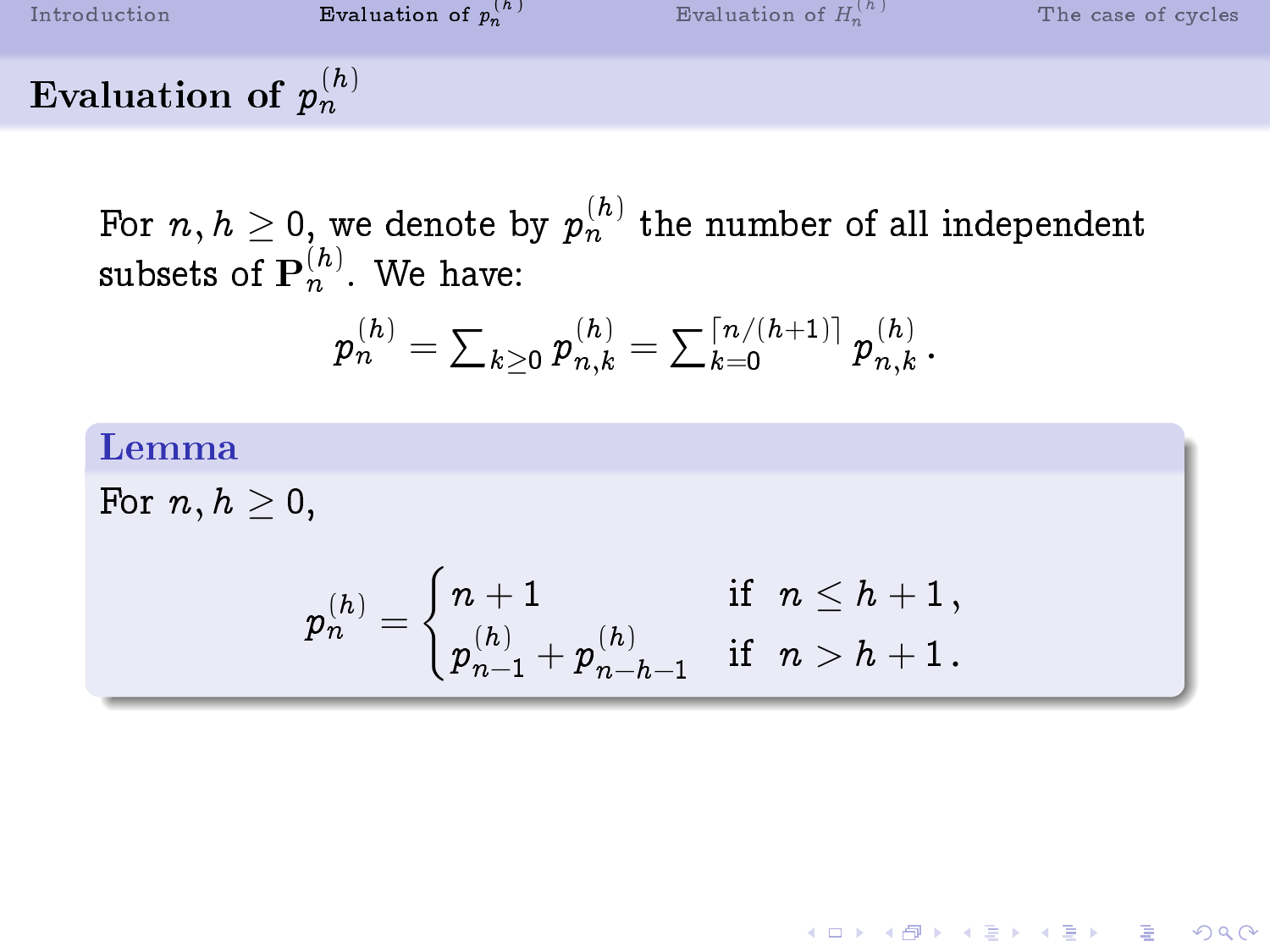## Evaluation of $p_n^{(h)}$

For $n, h \geq 0$, we denote by $p_n^{(h)}$ the number of all independent subsets of $\mathbf{P}_n^{(h)}$. We have:

$$p_n^{(h)} = \sum_{k \geq 0} p_{n,k}^{(h)} = \sum_{k=0}^{\lceil n/(h+1) \rceil} p_{n,k}^{(h)} .$$

**Lemma**

For $n, h \geq 0$,

$$p_n^{(h)} = \begin{cases} n+1 & \text{if } \; n \leq h+1 \, , \\ p_{n-1}^{(h)} + p_{n-h-1}^{(h)} & \text{if } \; n > h+1 \, . \end{cases}$$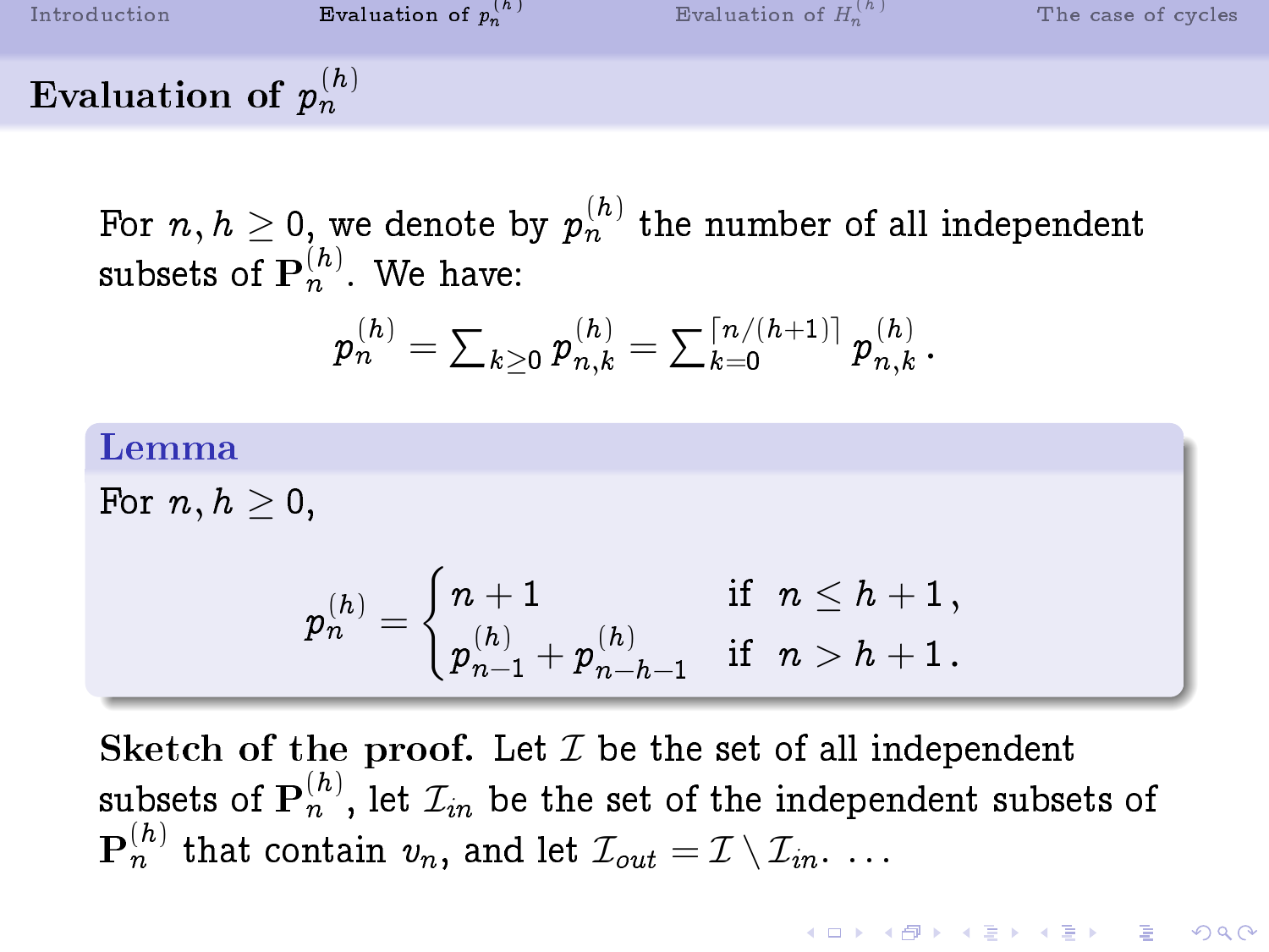## Evaluation of $p_n^{(h)}$

For $n, h \geq 0$, we denote by $p_n^{(h)}$ the number of all independent subsets of $\mathbf{P}_n^{(h)}$. We have:

$$p_n^{(h)} = \sum_{k \geq 0} p_{n,k}^{(h)} = \sum_{k=0}^{\lceil n/(h+1) \rceil} p_{n,k}^{(h)} .$$

**Lemma**

For $n, h \geq 0$,

$$p_n^{(h)} = \begin{cases} n+1 & \text{if } \ n \leq h+1 , \\ p_{n-1}^{(h)} + p_{n-h-1}^{(h)} & \text{if } \ n > h+1 . \end{cases}$$

**Sketch of the proof.** Let $\mathcal{I}$ be the set of all independent subsets of $\mathbf{P}_n^{(h)}$, let $\mathcal{I}_{in}$ be the set of the independent subsets of $\mathbf{P}_n^{(h)}$ that contain $v_n$, and let $\mathcal{I}_{out} = \mathcal{I} \setminus \mathcal{I}_{in}$. ...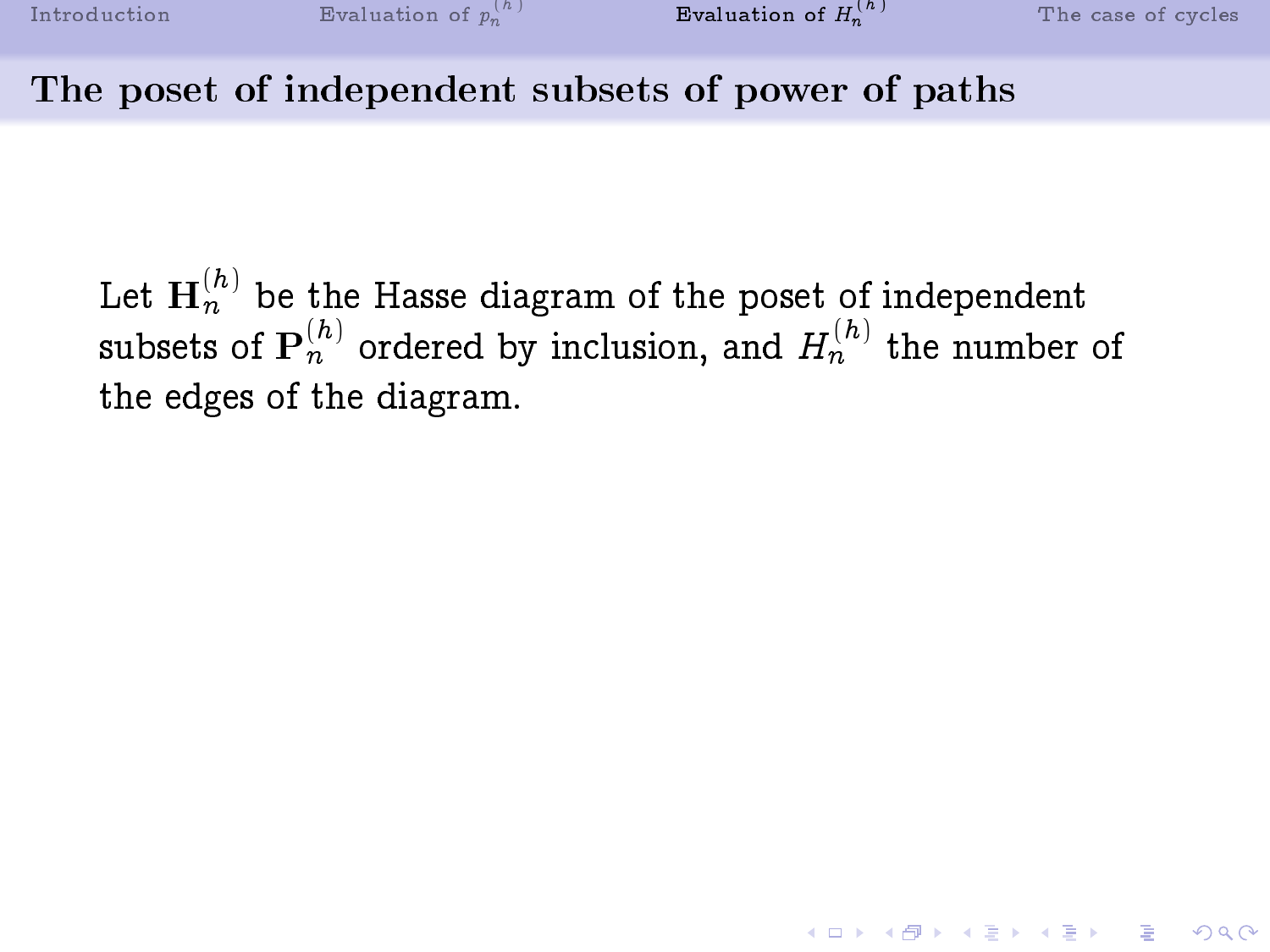## The poset of independent subsets of power of paths

Let $\mathbf{H}_n^{(h)}$ be the Hasse diagram of the poset of independent subsets of $\mathbf{P}_n^{(h)}$ ordered by inclusion, and $H_n^{(h)}$ the number of the edges of the diagram.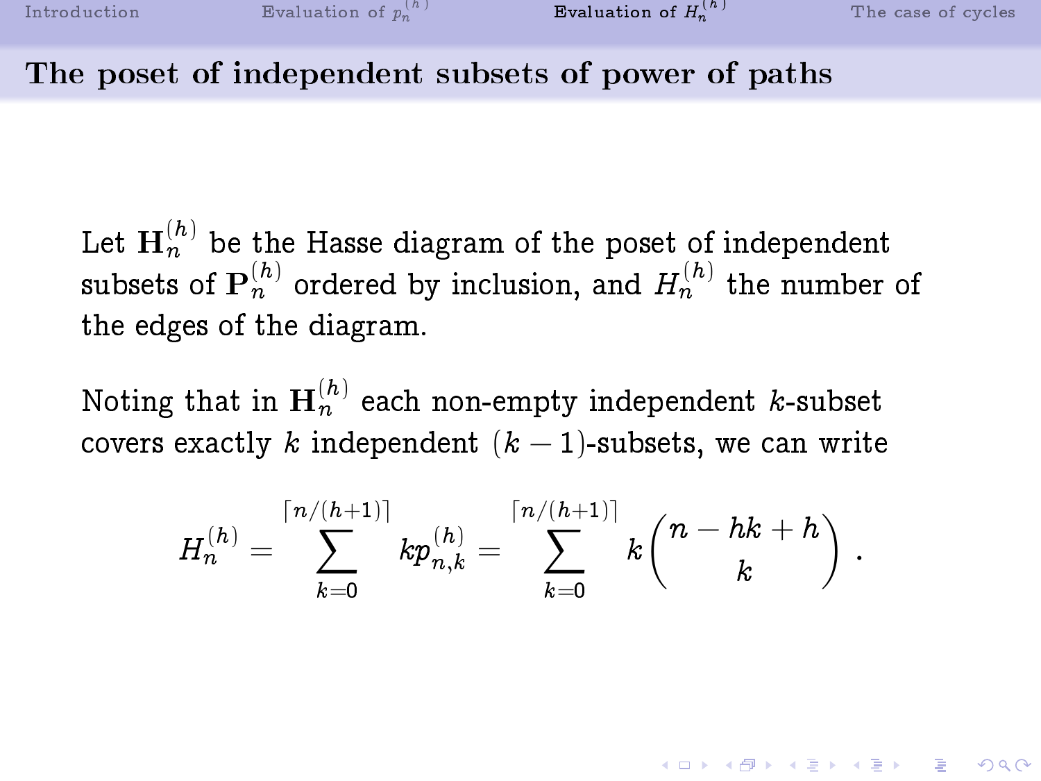## The poset of independent subsets of power of paths

Let $\mathbf{H}_n^{(h)}$ be the Hasse diagram of the poset of independent subsets of $\mathbf{P}_n^{(h)}$ ordered by inclusion, and $H_n^{(h)}$ the number of the edges of the diagram.

Noting that in $\mathbf{H}_n^{(h)}$ each non-empty independent $k$-subset covers exactly $k$ independent $(k-1)$-subsets, we can write

$$H_n^{(h)} = \sum_{k=0}^{\lceil n/(h+1) \rceil} k p_{n,k}^{(h)} = \sum_{k=0}^{\lceil n/(h+1) \rceil} k \binom{n - hk + h}{k} .$$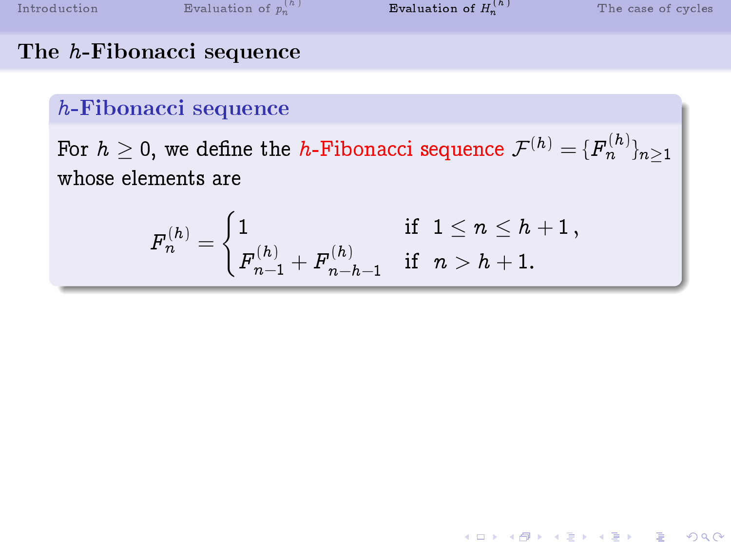# The $h$-Fibonacci sequence

## $h$-Fibonacci sequence

For $h \geq 0$, we define the *h*-Fibonacci sequence $\mathcal{F}^{(h)} = \{F_n^{(h)}\}_{n \geq 1}$ whose elements are

$$F_n^{(h)} = \begin{cases} 1 & \text{if } \; 1 \leq n \leq h+1\,, \\ F_{n-1}^{(h)} + F_{n-h-1}^{(h)} & \text{if } \; n > h+1. \end{cases}$$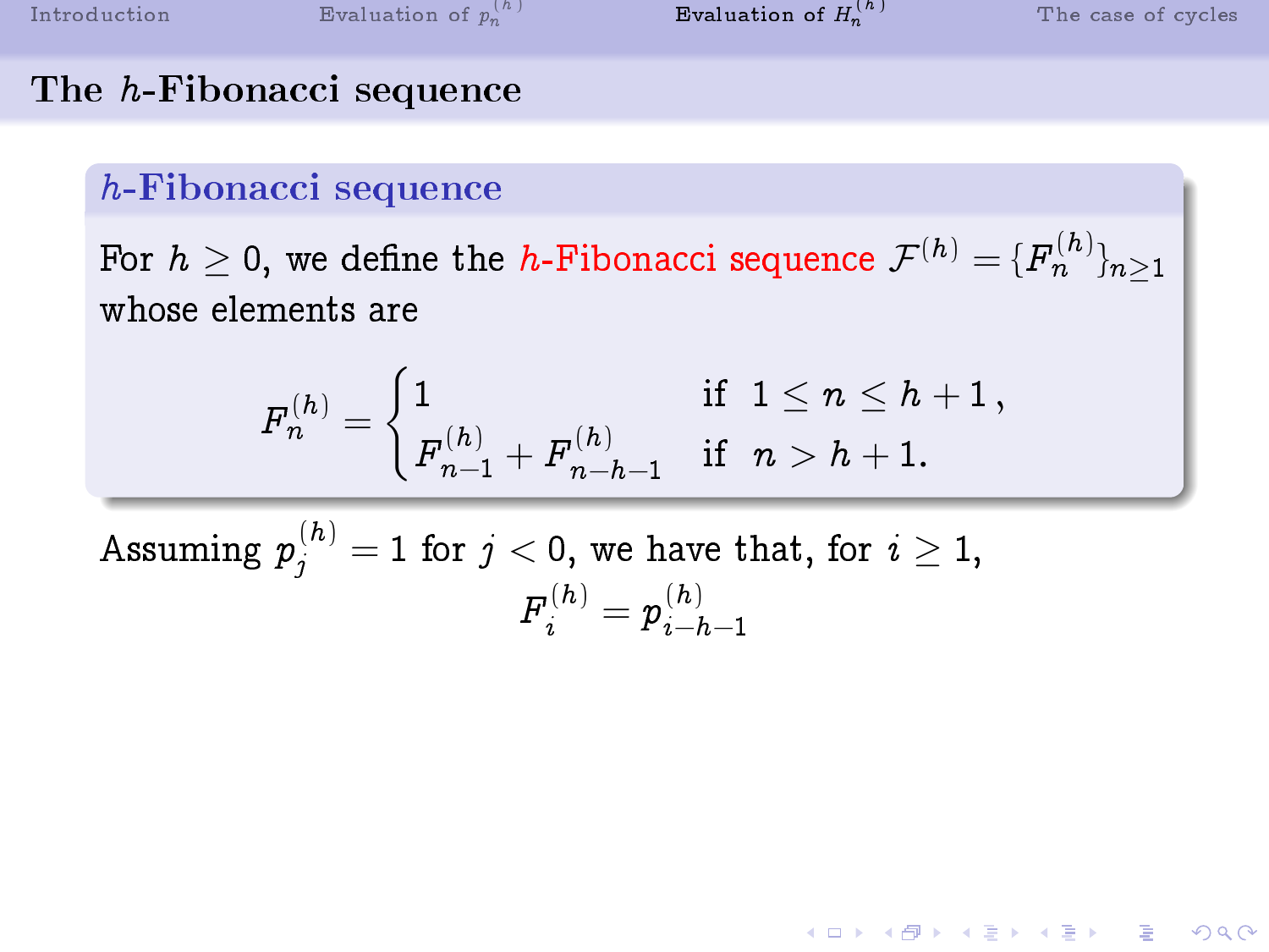## The $h$-Fibonacci sequence

### $h$-Fibonacci sequence

For $h \geq 0$, we define the *$h$-Fibonacci sequence* $\mathcal{F}^{(h)} = \{F_n^{(h)}\}_{n \geq 1}$ whose elements are

$$F_n^{(h)} = \begin{cases} 1 & \text{if } \; 1 \leq n \leq h+1\,, \\ F_{n-1}^{(h)} + F_{n-h-1}^{(h)} & \text{if } \; n > h+1. \end{cases}$$

Assuming $p_j^{(h)} = 1$ for $j < 0$, we have that, for $i \geq 1$,

$$F_i^{(h)} = p_{i-h-1}^{(h)}$$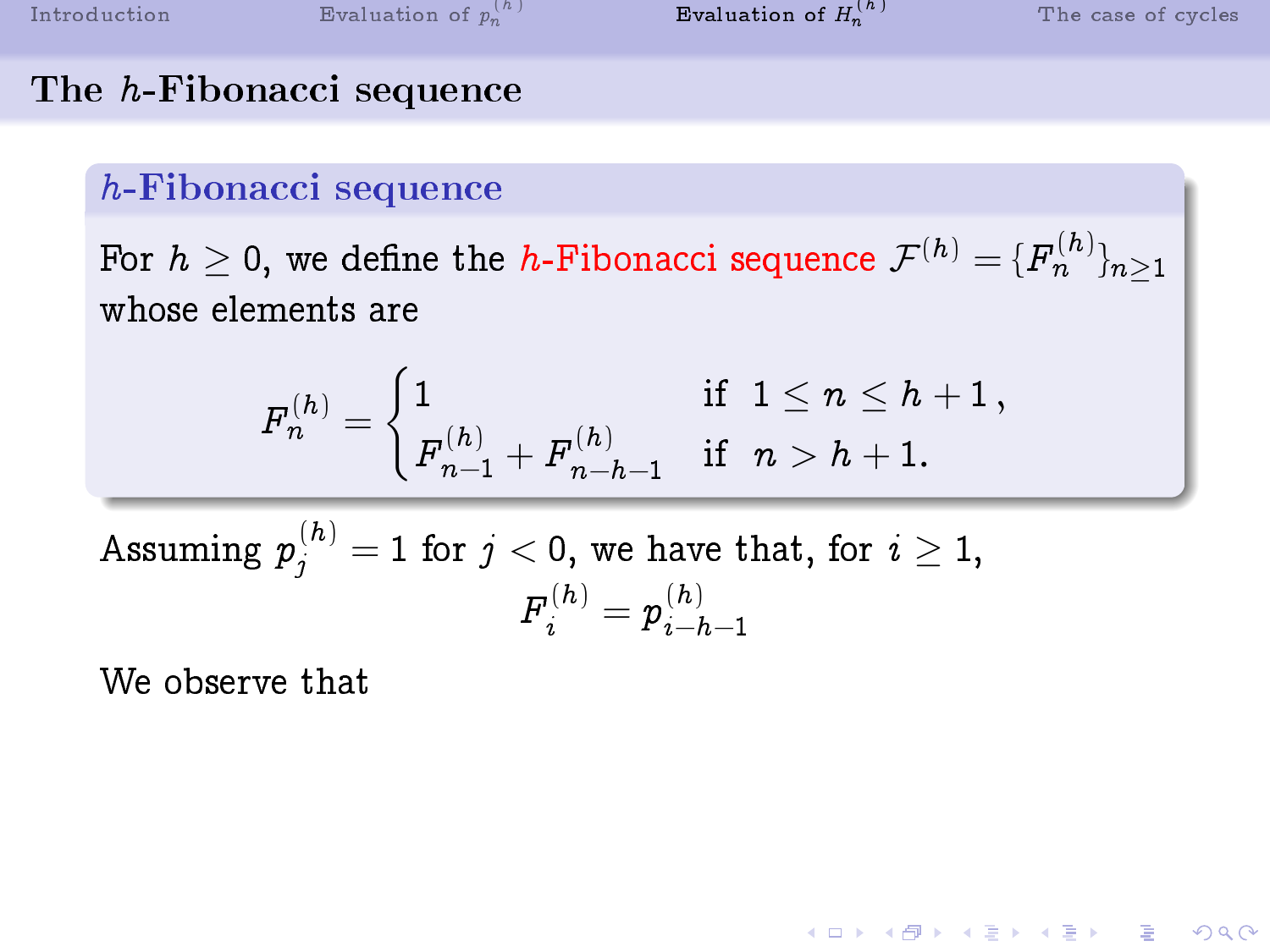## The $h$-Fibonacci sequence

### $h$-Fibonacci sequence

For $h \geq 0$, we define the *$h$-Fibonacci sequence* $\mathcal{F}^{(h)} = \{F_n^{(h)}\}_{n\geq 1}$ whose elements are

$$F_n^{(h)} = \begin{cases} 1 & \text{if } \; 1 \leq n \leq h+1\,, \\ F_{n-1}^{(h)} + F_{n-h-1}^{(h)} & \text{if } \; n > h+1. \end{cases}$$

Assuming $p_j^{(h)} = 1$ for $j < 0$, we have that, for $i \geq 1$,

$$F_i^{(h)} = p_{i-h-1}^{(h)}$$

We observe that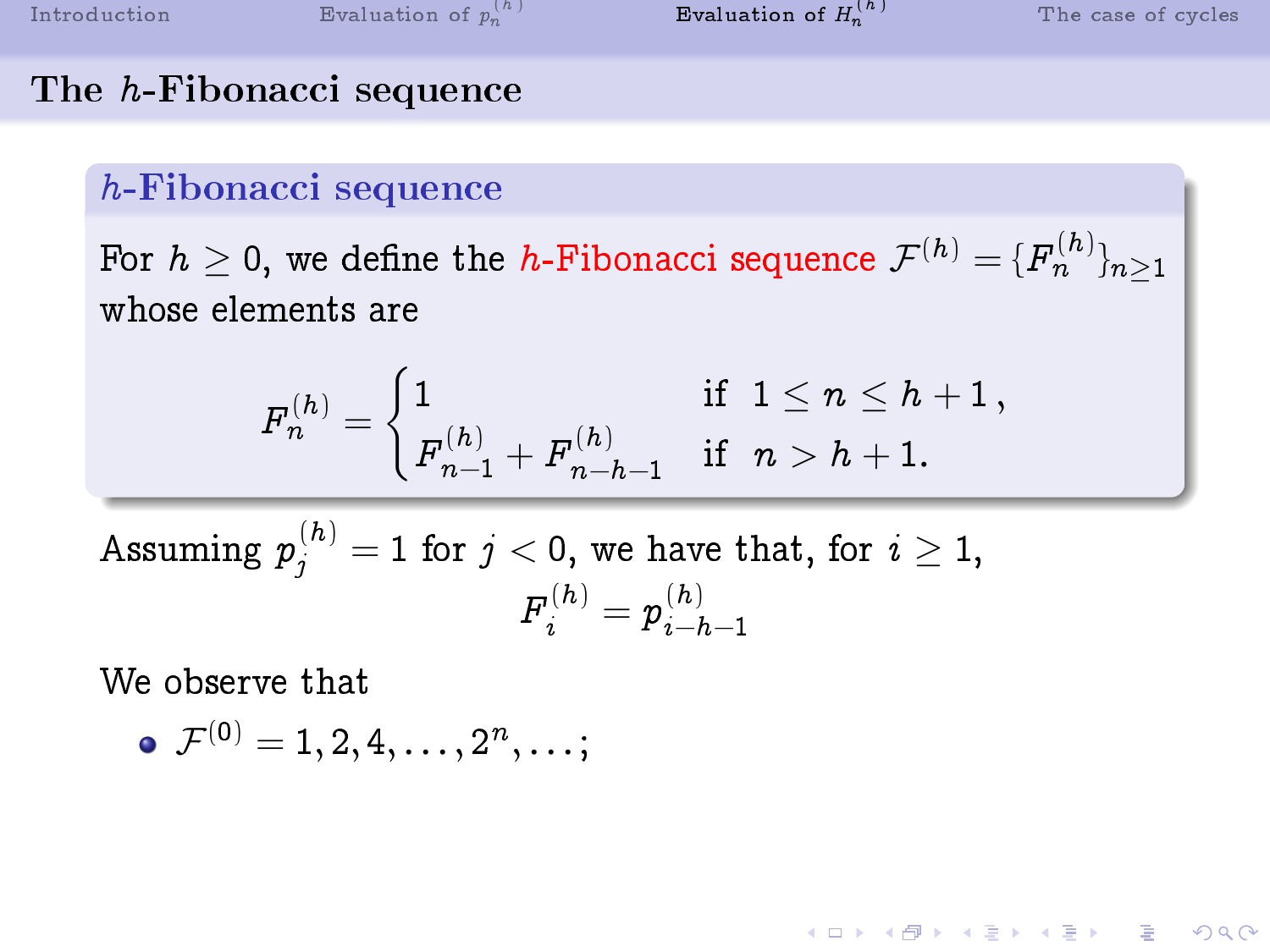## The $h$-Fibonacci sequence

### $h$-Fibonacci sequence

For $h \geq 0$, we define the *$h$-Fibonacci sequence* $\mathcal{F}^{(h)} = \{F_n^{(h)}\}_{n\geq 1}$ whose elements are

$$F_n^{(h)} = \begin{cases} 1 & \text{if } \; 1 \leq n \leq h+1\,, \\ F_{n-1}^{(h)} + F_{n-h-1}^{(h)} & \text{if } \; n > h+1. \end{cases}$$

Assuming $p_j^{(h)} = 1$ for $j < 0$, we have that, for $i \geq 1$,

$$F_i^{(h)} = p_{i-h-1}^{(h)}$$

We observe that

- $\mathcal{F}^{(0)} = 1, 2, 4, \ldots, 2^n, \ldots;$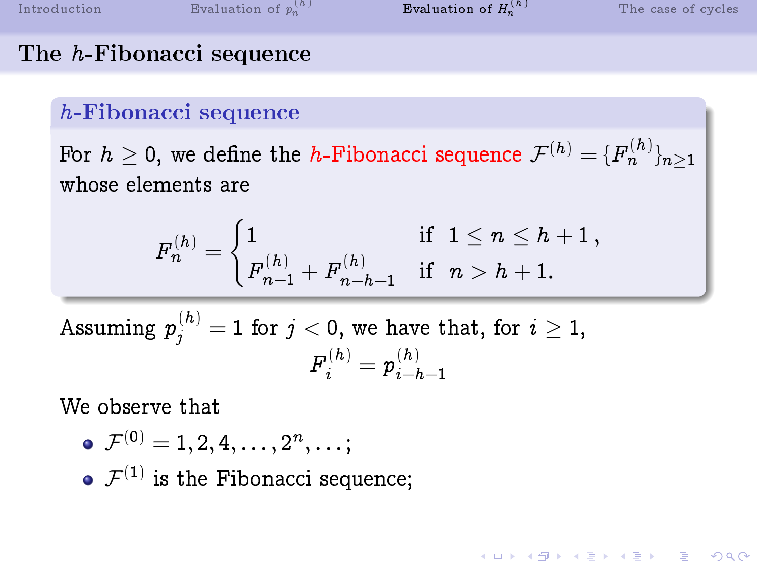## The $h$-Fibonacci sequence

### $h$-Fibonacci sequence

For $h \geq 0$, we define the $h$-Fibonacci sequence $\mathcal{F}^{(h)} = \{F_n^{(h)}\}_{n\geq 1}$ whose elements are

$$F_n^{(h)} = \begin{cases} 1 & \text{if } \ 1 \leq n \leq h+1\,, \\ F_{n-1}^{(h)} + F_{n-h-1}^{(h)} & \text{if } \ n > h+1. \end{cases}$$

Assuming $p_j^{(h)} = 1$ for $j < 0$, we have that, for $i \geq 1$,

$$F_i^{(h)} = p_{i-h-1}^{(h)}$$

We observe that

- $\mathcal{F}^{(0)} = 1, 2, 4, \ldots, 2^n, \ldots;$
- $\mathcal{F}^{(1)}$ is the Fibonacci sequence;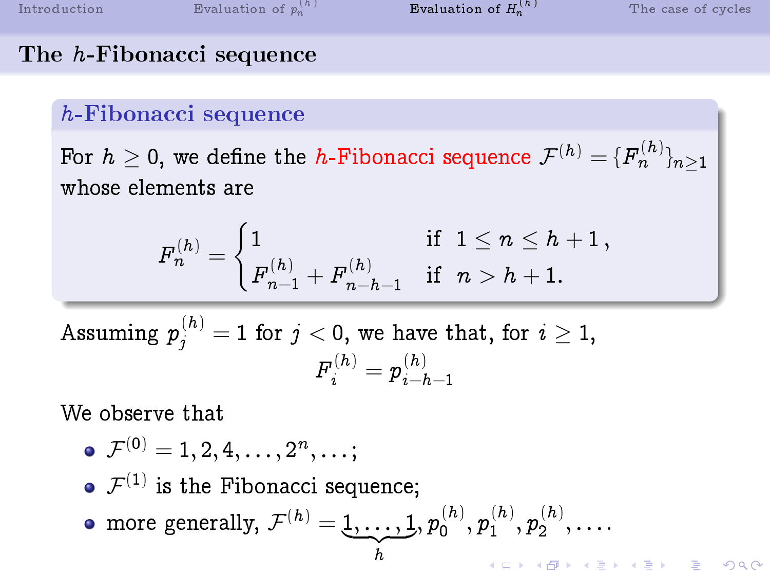## The $h$-Fibonacci sequence

### $h$-Fibonacci sequence

For $h \geq 0$, we define the *$h$-Fibonacci sequence* $\mathcal{F}^{(h)} = \{F_n^{(h)}\}_{n\geq 1}$ whose elements are

$$F_n^{(h)} = \begin{cases} 1 & \text{if } \; 1 \leq n \leq h+1\,, \\ F_{n-1}^{(h)} + F_{n-h-1}^{(h)} & \text{if } \; n > h+1. \end{cases}$$

Assuming $p_j^{(h)} = 1$ for $j < 0$, we have that, for $i \geq 1$,

$$F_i^{(h)} = p_{i-h-1}^{(h)}$$

We observe that

- $\mathcal{F}^{(0)} = 1, 2, 4, \ldots, 2^n, \ldots;$
- $\mathcal{F}^{(1)}$ is the Fibonacci sequence;
- more generally, $\mathcal{F}^{(h)} = \underbrace{1, \ldots, 1}_{h}, p_0^{(h)}, p_1^{(h)}, p_2^{(h)}, \ldots.$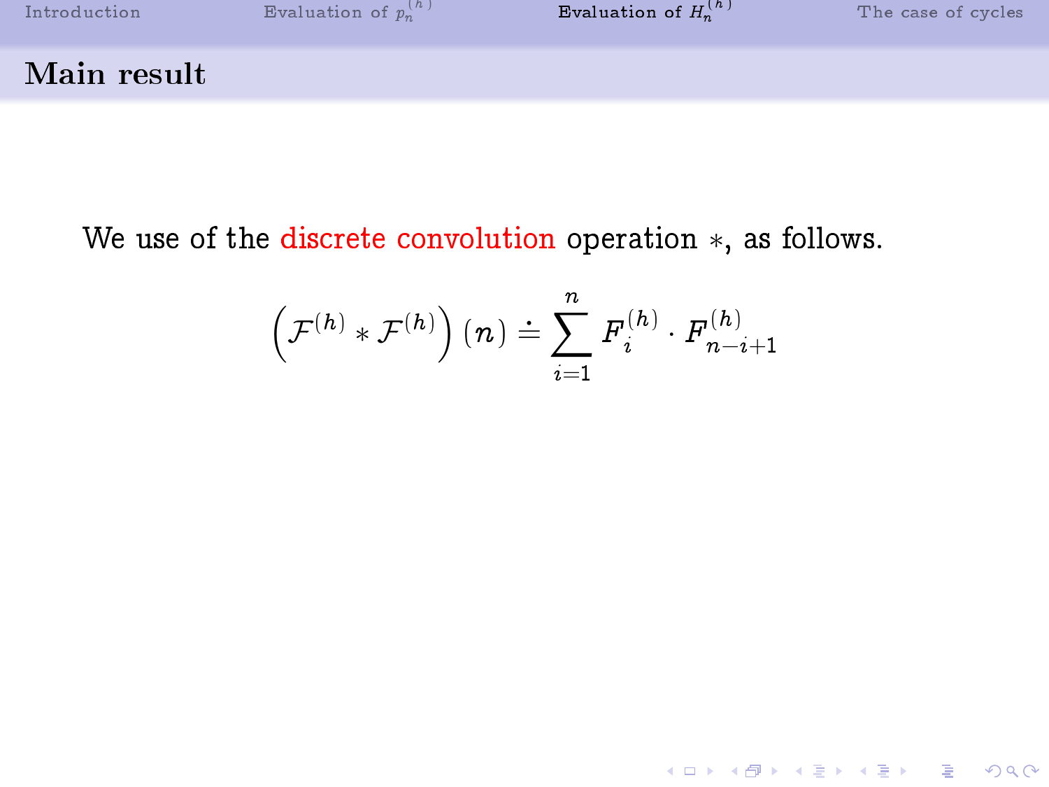## Main result

We use of the discrete convolution operation $*$, as follows.

$$\left(\mathcal{F}^{(h)} * \mathcal{F}^{(h)}\right)(n) \doteq \sum_{i=1}^{n} F_i^{(h)} \cdot F_{n-i+1}^{(h)}$$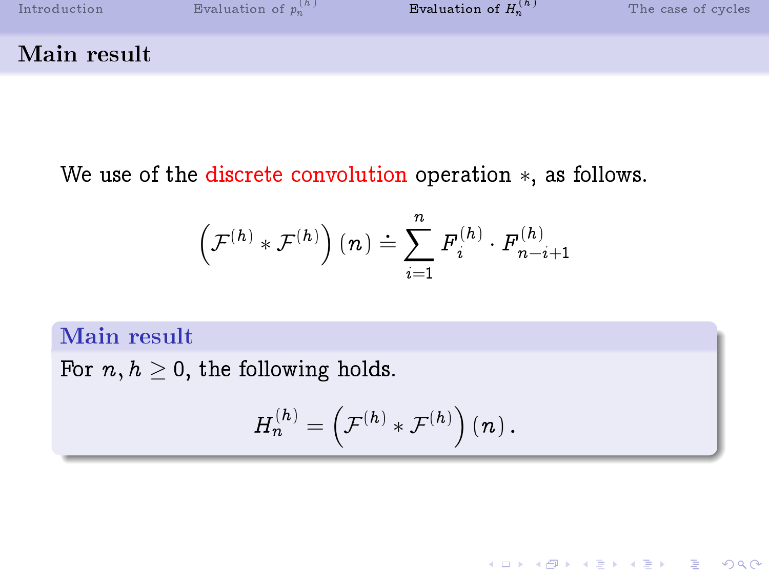## Main result

We use of the discrete convolution operation $*$, as follows.

$$\left(\mathcal{F}^{(h)} * \mathcal{F}^{(h)}\right)(n) \doteq \sum_{i=1}^{n} F_i^{(h)} \cdot F_{n-i+1}^{(h)}$$

**Main result**

For $n, h \geq 0$, the following holds.

$$H_n^{(h)} = \left(\mathcal{F}^{(h)} * \mathcal{F}^{(h)}\right)(n).$$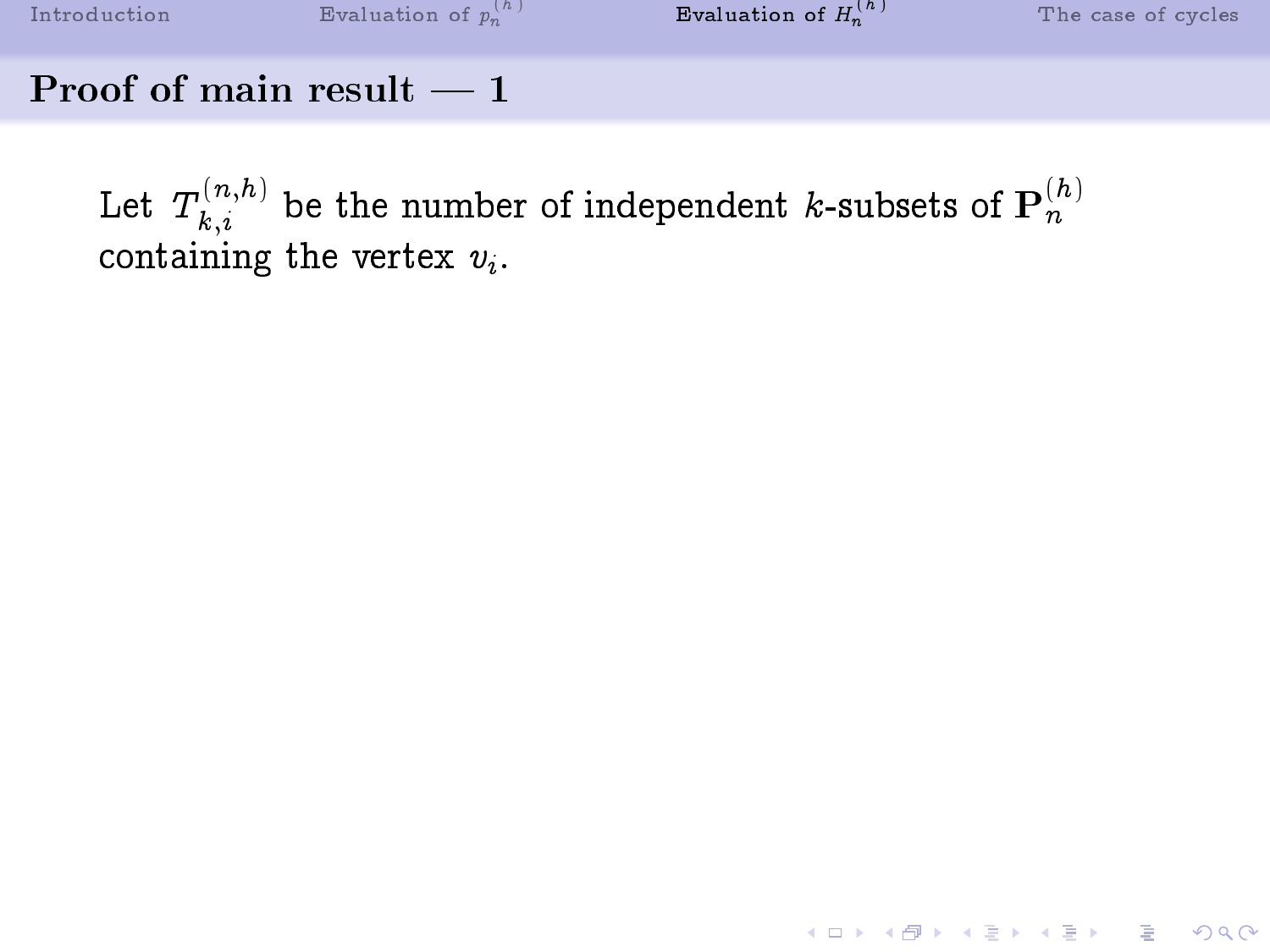## Proof of main result — 1

Let $T_{k,i}^{(n,h)}$ be the number of independent $k$-subsets of $\mathbf{P}_n^{(h)}$ containing the vertex $v_i$.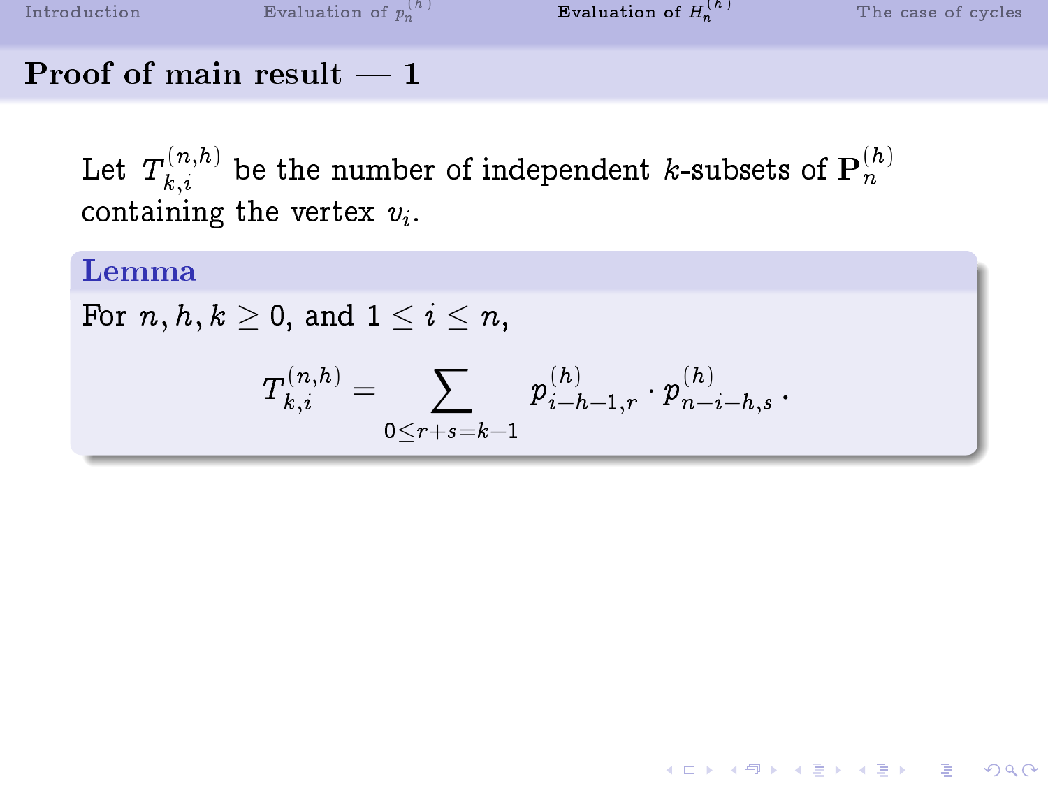## Proof of main result — 1

Let $T_{k,i}^{(n,h)}$ be the number of independent $k$-subsets of $\mathbf{P}_n^{(h)}$ containing the vertex $v_i$.

**Lemma**

For $n, h, k \geq 0$, and $1 \leq i \leq n$,

$$T_{k,i}^{(n,h)} = \sum_{0 \leq r+s=k-1} p_{i-h-1,r}^{(h)} \cdot p_{n-i-h,s}^{(h)} \,.$$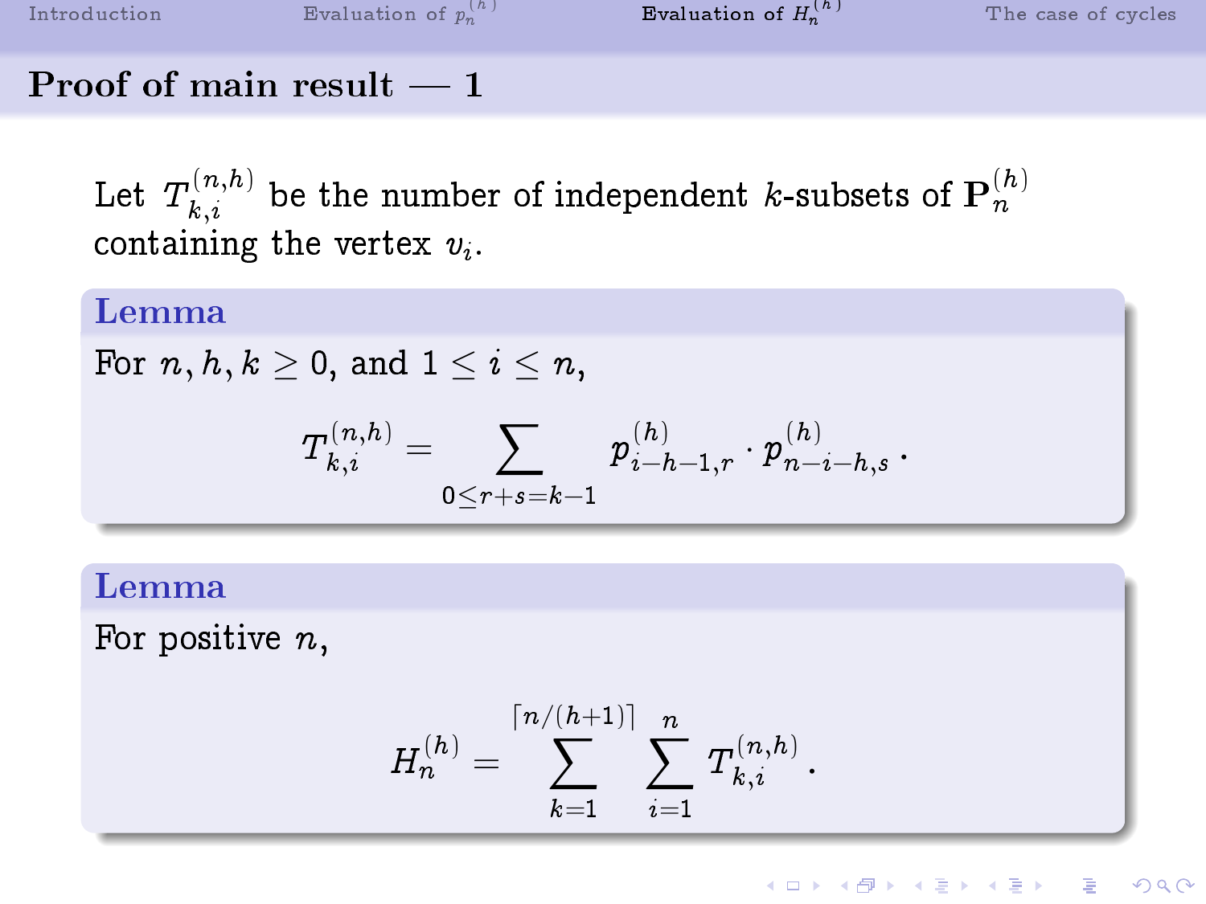## Proof of main result — 1

Let $T_{k,i}^{(n,h)}$ be the number of independent $k$-subsets of $\mathbf{P}_n^{(h)}$ containing the vertex $v_i$.

**Lemma**

For $n, h, k \geq 0$, and $1 \leq i \leq n$,

$$T_{k,i}^{(n,h)} = \sum_{0 \leq r+s=k-1} p_{i-h-1,r}^{(h)} \cdot p_{n-i-h,s}^{(h)} \, .$$

**Lemma**

For positive $n$,

$$H_n^{(h)} = \sum_{k=1}^{\lceil n/(h+1) \rceil} \sum_{i=1}^{n} T_{k,i}^{(n,h)} \, .$$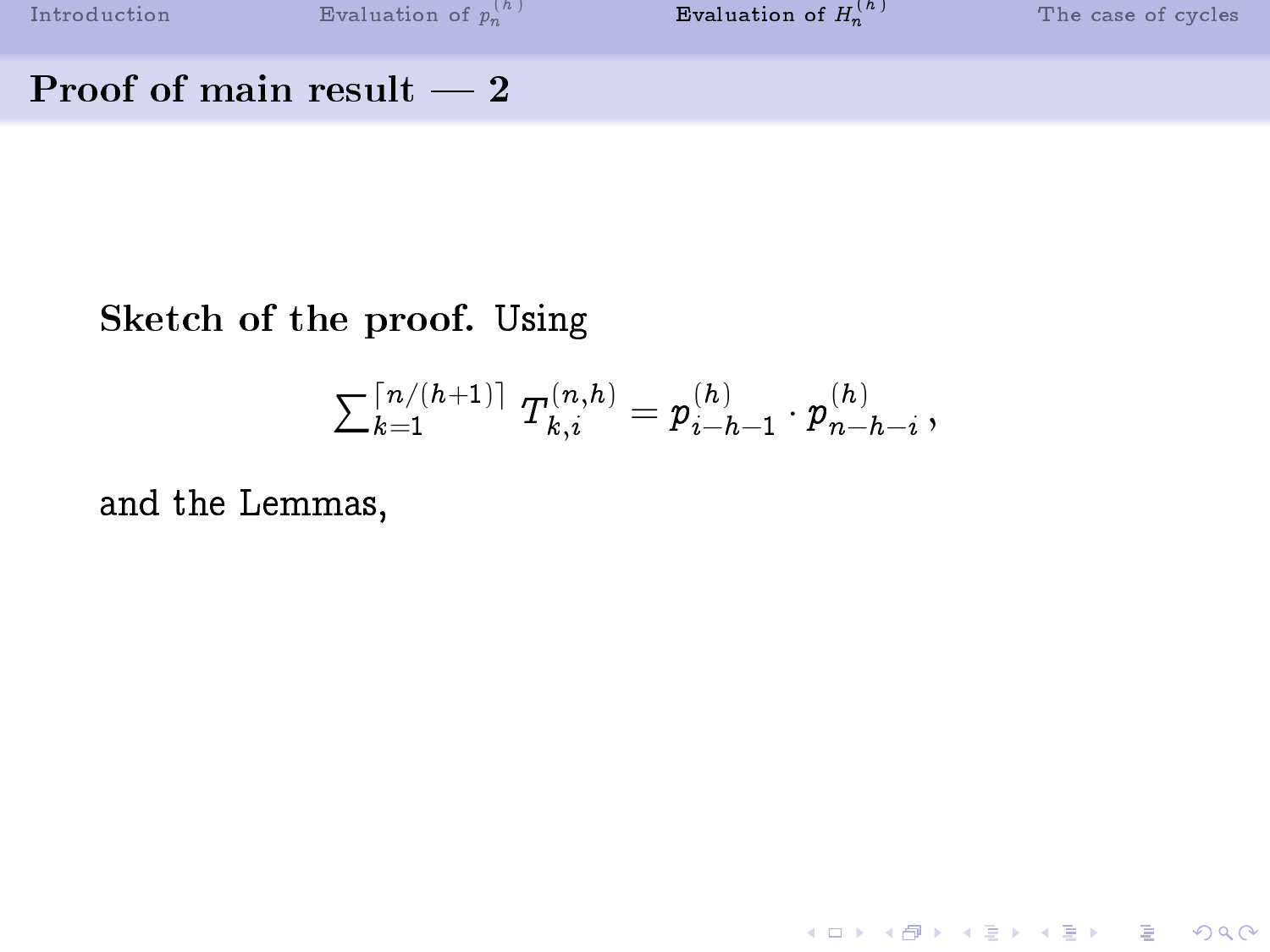## Proof of main result — 2

**Sketch of the proof.** Using

$$\sum_{k=1}^{\lceil n/(h+1) \rceil} T_{k,i}^{(n,h)} = p_{i-h-1}^{(h)} \cdot p_{n-h-i}^{(h)} \,,$$

and the Lemmas,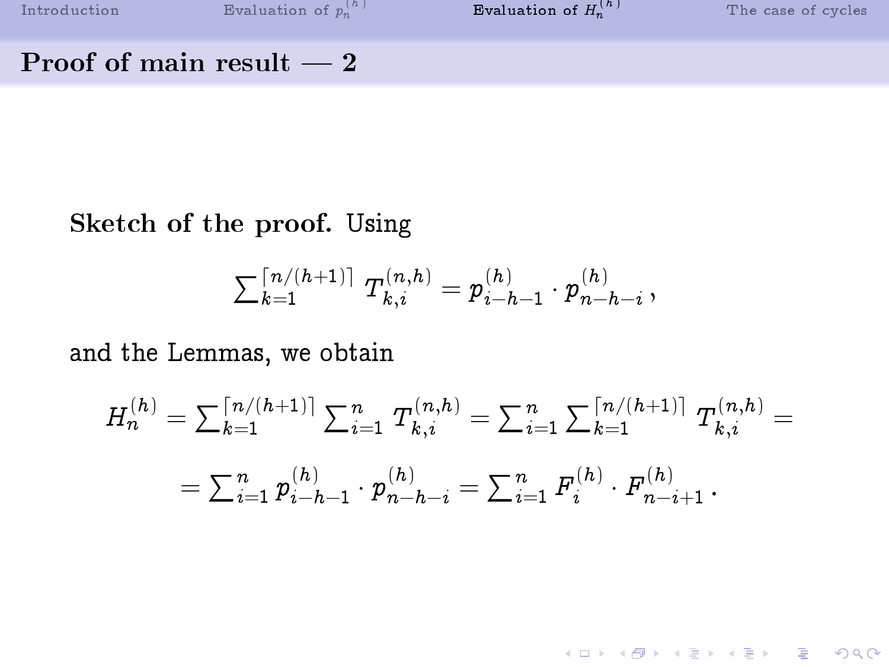## Proof of main result — 2

**Sketch of the proof.** Using

$$\sum_{k=1}^{\lceil n/(h+1)\rceil} T_{k,i}^{(n,h)} = p_{i-h-1}^{(h)} \cdot p_{n-h-i}^{(h)}\,,$$

and the Lemmas, we obtain

$$H_n^{(h)} = \sum_{k=1}^{\lceil n/(h+1)\rceil} \sum_{i=1}^{n} T_{k,i}^{(n,h)} = \sum_{i=1}^{n} \sum_{k=1}^{\lceil n/(h+1)\rceil} T_{k,i}^{(n,h)} =$$

$$= \sum_{i=1}^{n} p_{i-h-1}^{(h)} \cdot p_{n-h-i}^{(h)} = \sum_{i=1}^{n} F_i^{(h)} \cdot F_{n-i+1}^{(h)}\,.$$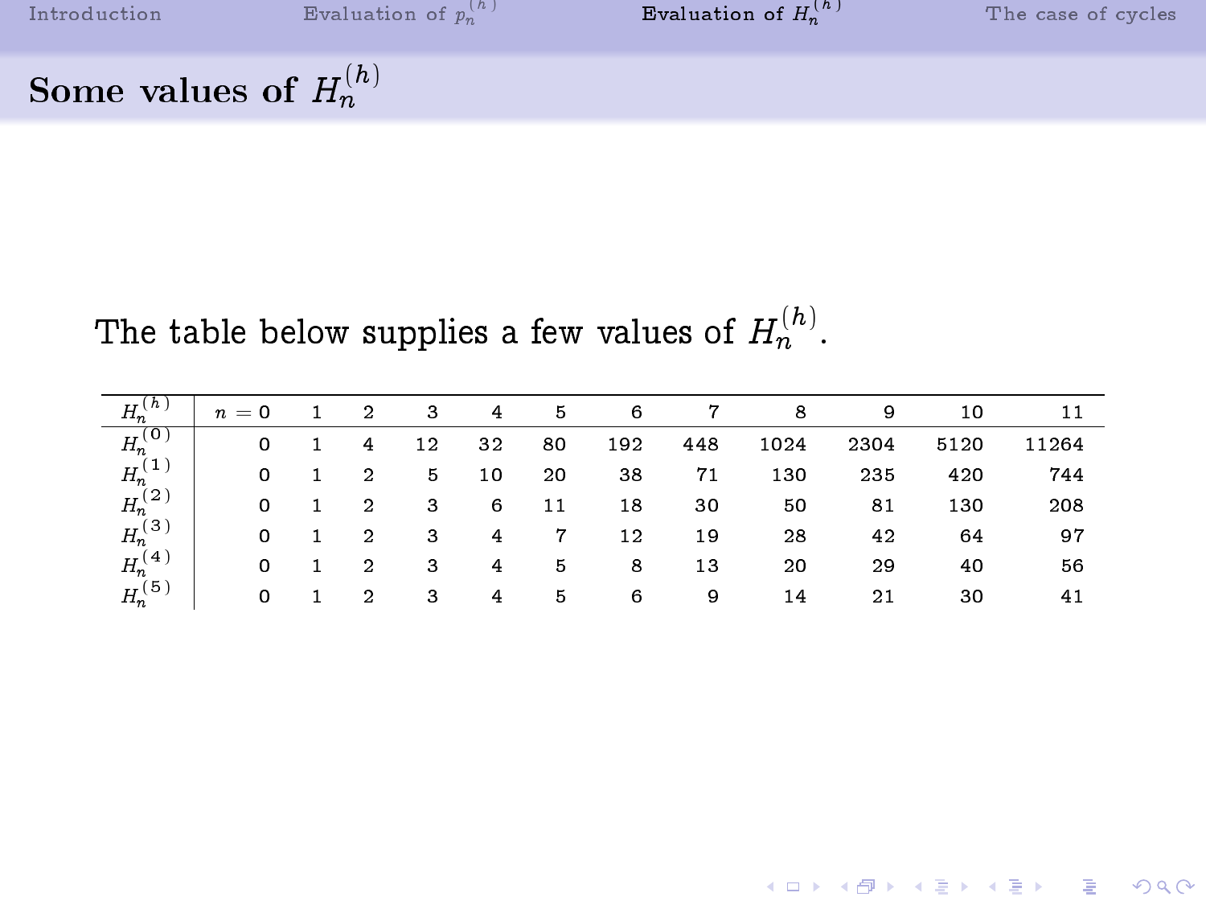## Some values of $H_n^{(h)}$

The table below supplies a few values of $H_n^{(h)}$.

| $H_n^{(h)}$ | $n=0$ | 1 | 2 | 3 | 4 | 5 | 6 | 7 | 8 | 9 | 10 | 11 |
|---|---|---|---|---|---|---|---|---|---|---|---|---|
| $H_n^{(0)}$ | 0 | 1 | 4 | 12 | 32 | 80 | 192 | 448 | 1024 | 2304 | 5120 | 11264 |
| $H_n^{(1)}$ | 0 | 1 | 2 | 5 | 10 | 20 | 38 | 71 | 130 | 235 | 420 | 744 |
| $H_n^{(2)}$ | 0 | 1 | 2 | 3 | 6 | 11 | 18 | 30 | 50 | 81 | 130 | 208 |
| $H_n^{(3)}$ | 0 | 1 | 2 | 3 | 4 | 7 | 12 | 19 | 28 | 42 | 64 | 97 |
| $H_n^{(4)}$ | 0 | 1 | 2 | 3 | 4 | 5 | 8 | 13 | 20 | 29 | 40 | 56 |
| $H_n^{(5)}$ | 0 | 1 | 2 | 3 | 4 | 5 | 6 | 9 | 14 | 21 | 30 | 41 |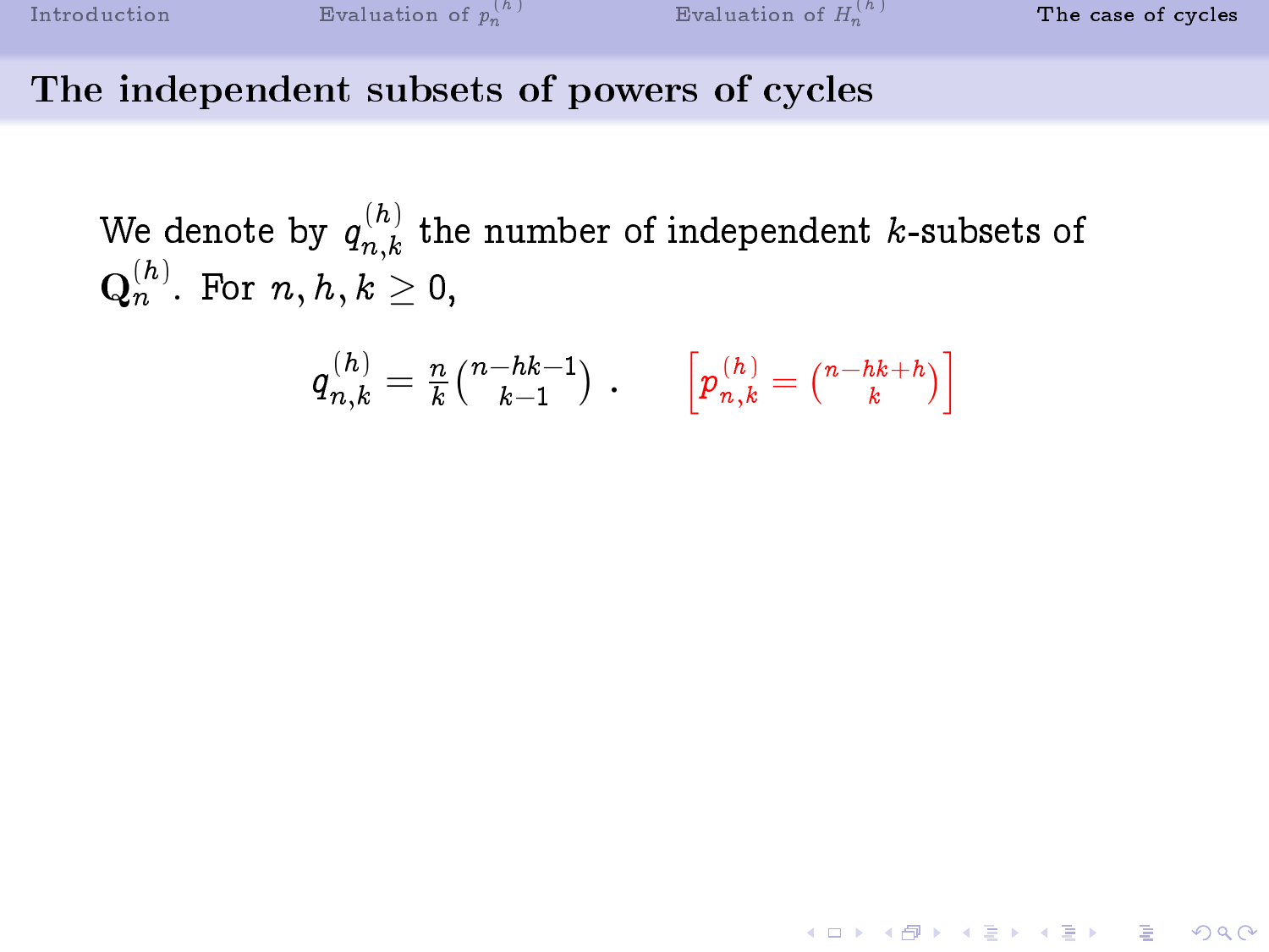## The independent subsets of powers of cycles

We denote by $q_{n,k}^{(h)}$ the number of independent $k$-subsets of $\mathbf{Q}_n^{(h)}$. For $n, h, k \geq 0$,

$$q_{n,k}^{(h)} = \frac{n}{k}\binom{n-hk-1}{k-1} . \qquad \left[p_{n,k}^{(h)} = \binom{n-hk+h}{k}\right]$$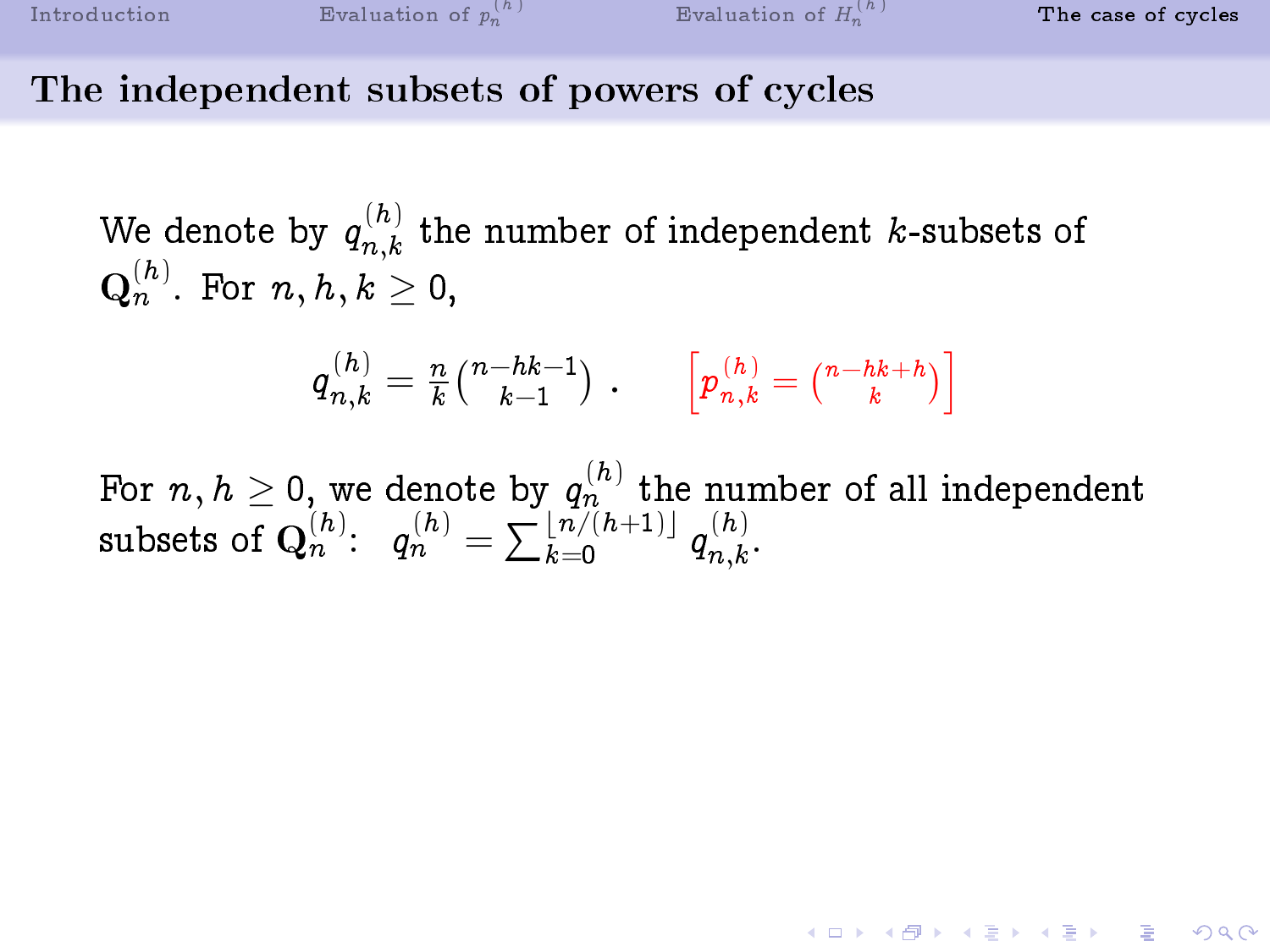## The independent subsets of powers of cycles

We denote by $q_{n,k}^{(h)}$ the number of independent $k$-subsets of $\mathbf{Q}_n^{(h)}$. For $n, h, k \geq 0$,

$$q_{n,k}^{(h)} = \frac{n}{k}\binom{n-hk-1}{k-1} \, . \qquad \left[p_{n,k}^{(h)} = \binom{n-hk+h}{k}\right]$$

For $n, h \geq 0$, we denote by $q_n^{(h)}$ the number of all independent subsets of $\mathbf{Q}_n^{(h)}$: $q_n^{(h)} = \sum_{k=0}^{\lfloor n/(h+1) \rfloor} q_{n,k}^{(h)}$.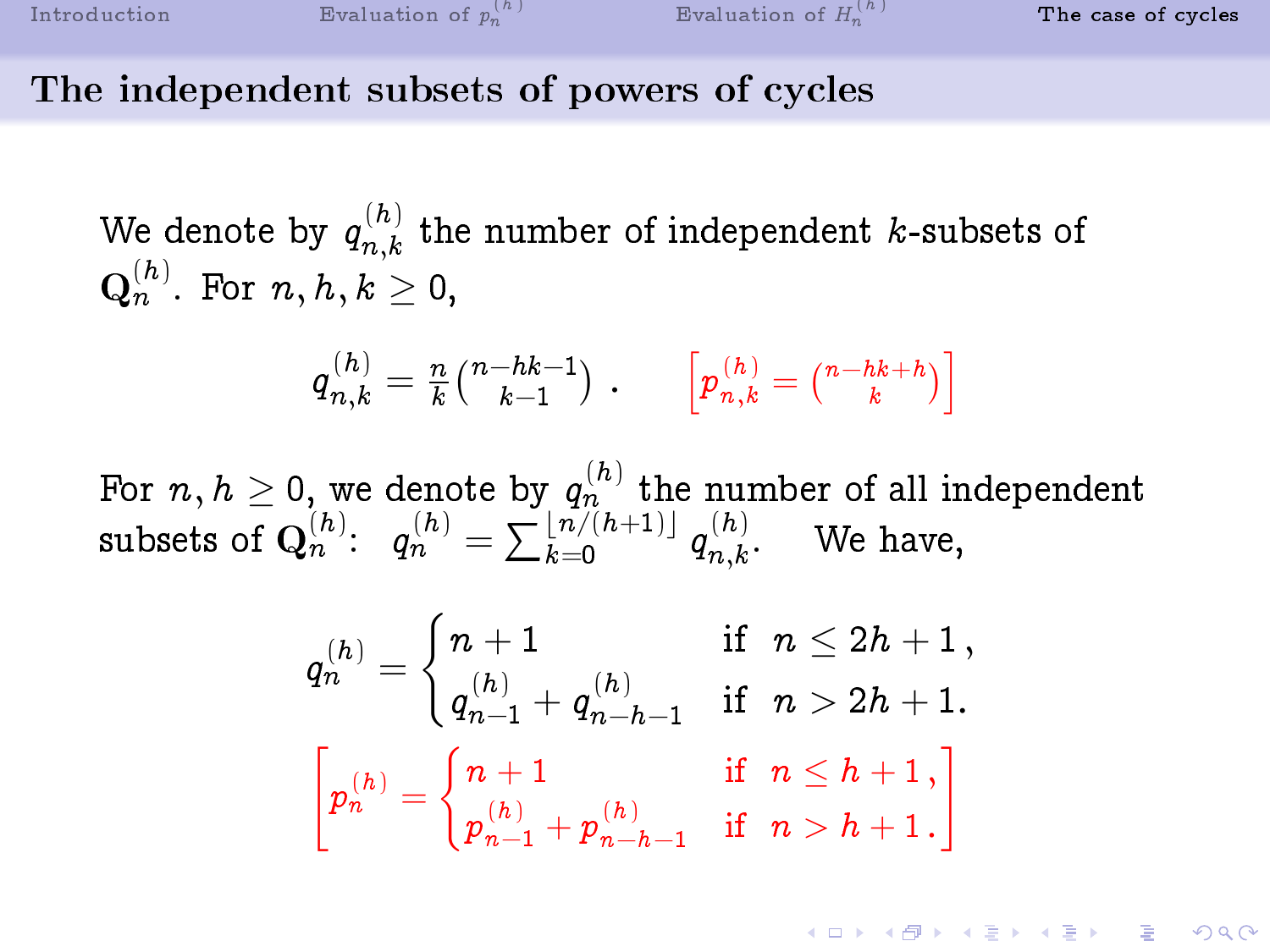## The independent subsets of powers of cycles

We denote by $q_{n,k}^{(h)}$ the number of independent $k$-subsets of $\mathbf{Q}_n^{(h)}$. For $n, h, k \geq 0$,

$$q_{n,k}^{(h)} = \frac{n}{k}\binom{n-hk-1}{k-1} \, . \qquad \left[ p_{n,k}^{(h)} = \binom{n-hk+h}{k} \right]$$

For $n, h \geq 0$, we denote by $q_n^{(h)}$ the number of all independent subsets of $\mathbf{Q}_n^{(h)}$: $q_n^{(h)} = \sum_{k=0}^{\lfloor n/(h+1) \rfloor} q_{n,k}^{(h)}$. We have,

$$q_n^{(h)} = \begin{cases} n+1 & \text{if } \; n \leq 2h+1 \, , \\ q_{n-1}^{(h)} + q_{n-h-1}^{(h)} & \text{if } \; n > 2h+1 . \end{cases}$$

$$\left[ p_n^{(h)} = \begin{cases} n+1 & \text{if } \; n \leq h+1 \, , \\ p_{n-1}^{(h)} + p_{n-h-1}^{(h)} & \text{if } \; n > h+1 \, . \end{cases} \right]$$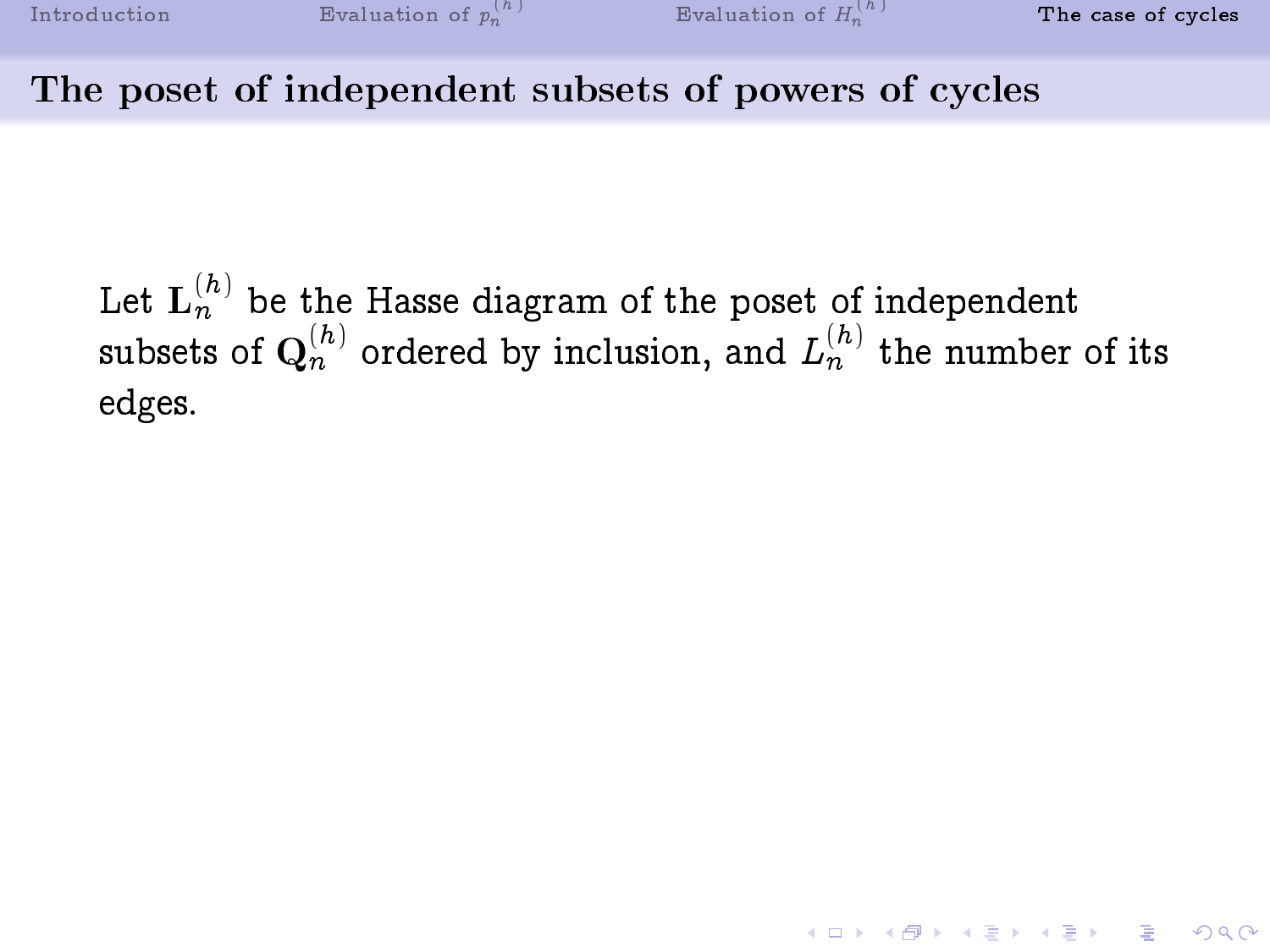## The poset of independent subsets of powers of cycles

Let $\mathbf{L}_n^{(h)}$ be the Hasse diagram of the poset of independent subsets of $\mathbf{Q}_n^{(h)}$ ordered by inclusion, and $L_n^{(h)}$ the number of its edges.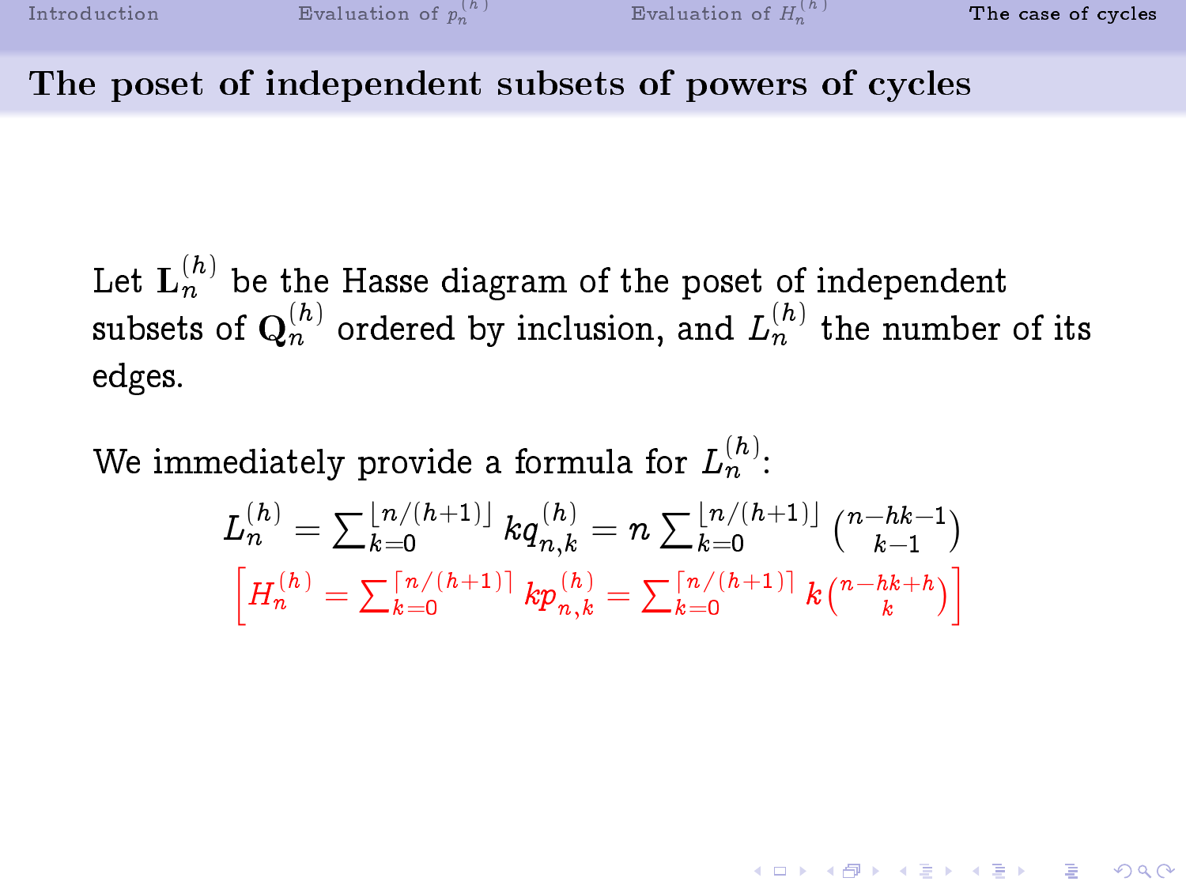## The poset of independent subsets of powers of cycles

Let $\mathbf{L}_n^{(h)}$ be the Hasse diagram of the poset of independent subsets of $\mathbf{Q}_n^{(h)}$ ordered by inclusion, and $L_n^{(h)}$ the number of its edges.

We immediately provide a formula for $L_n^{(h)}$:

$$L_n^{(h)} = \sum_{k=0}^{\lfloor n/(h+1) \rfloor} k q_{n,k}^{(h)} = n \sum_{k=0}^{\lfloor n/(h+1) \rfloor} \binom{n-hk-1}{k-1}$$

$$\left[ H_n^{(h)} = \sum_{k=0}^{\lceil n/(h+1) \rceil} k p_{n,k}^{(h)} = \sum_{k=0}^{\lceil n/(h+1) \rceil} k \binom{n-hk+h}{k} \right]$$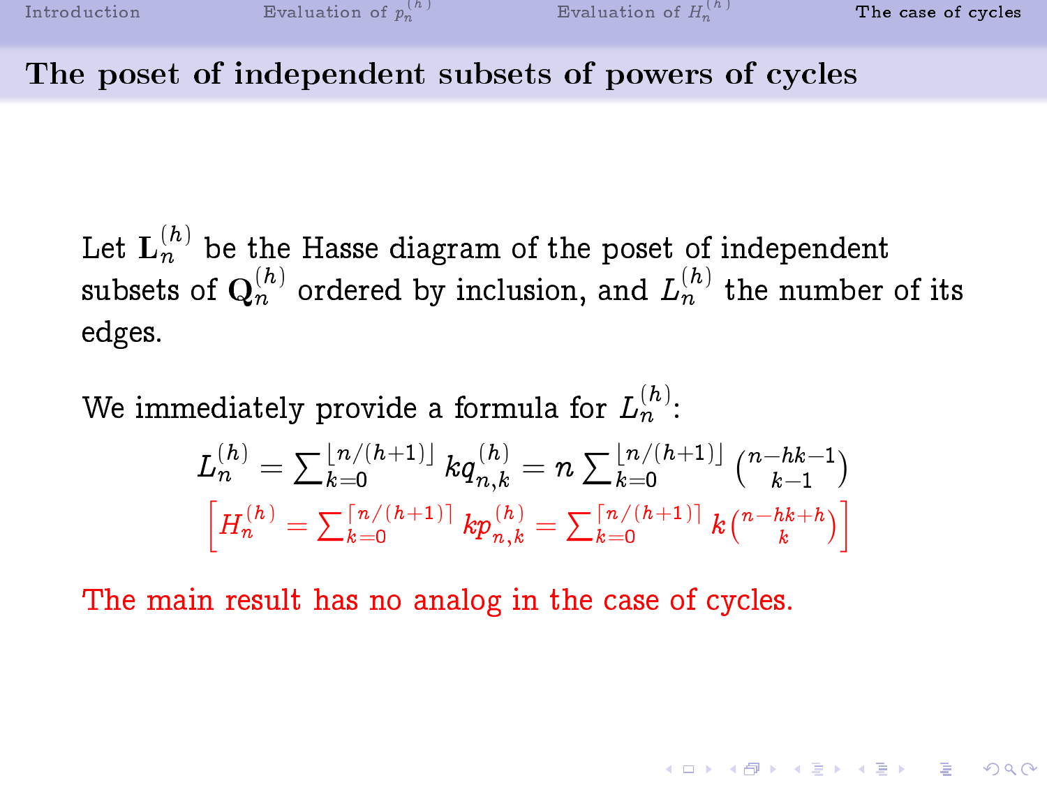## The poset of independent subsets of powers of cycles

Let $\mathbf{L}_n^{(h)}$ be the Hasse diagram of the poset of independent subsets of $\mathbf{Q}_n^{(h)}$ ordered by inclusion, and $L_n^{(h)}$ the number of its edges.

We immediately provide a formula for $L_n^{(h)}$:

$$L_n^{(h)} = \sum_{k=0}^{\lfloor n/(h+1) \rfloor} k q_{n,k}^{(h)} = n \sum_{k=0}^{\lfloor n/(h+1) \rfloor} \binom{n-hk-1}{k-1}$$

$$\left[ H_n^{(h)} = \sum_{k=0}^{\lceil n/(h+1) \rceil} k p_{n,k}^{(h)} = \sum_{k=0}^{\lceil n/(h+1) \rceil} k \binom{n-hk+h}{k} \right]$$

The main result has no analog in the case of cycles.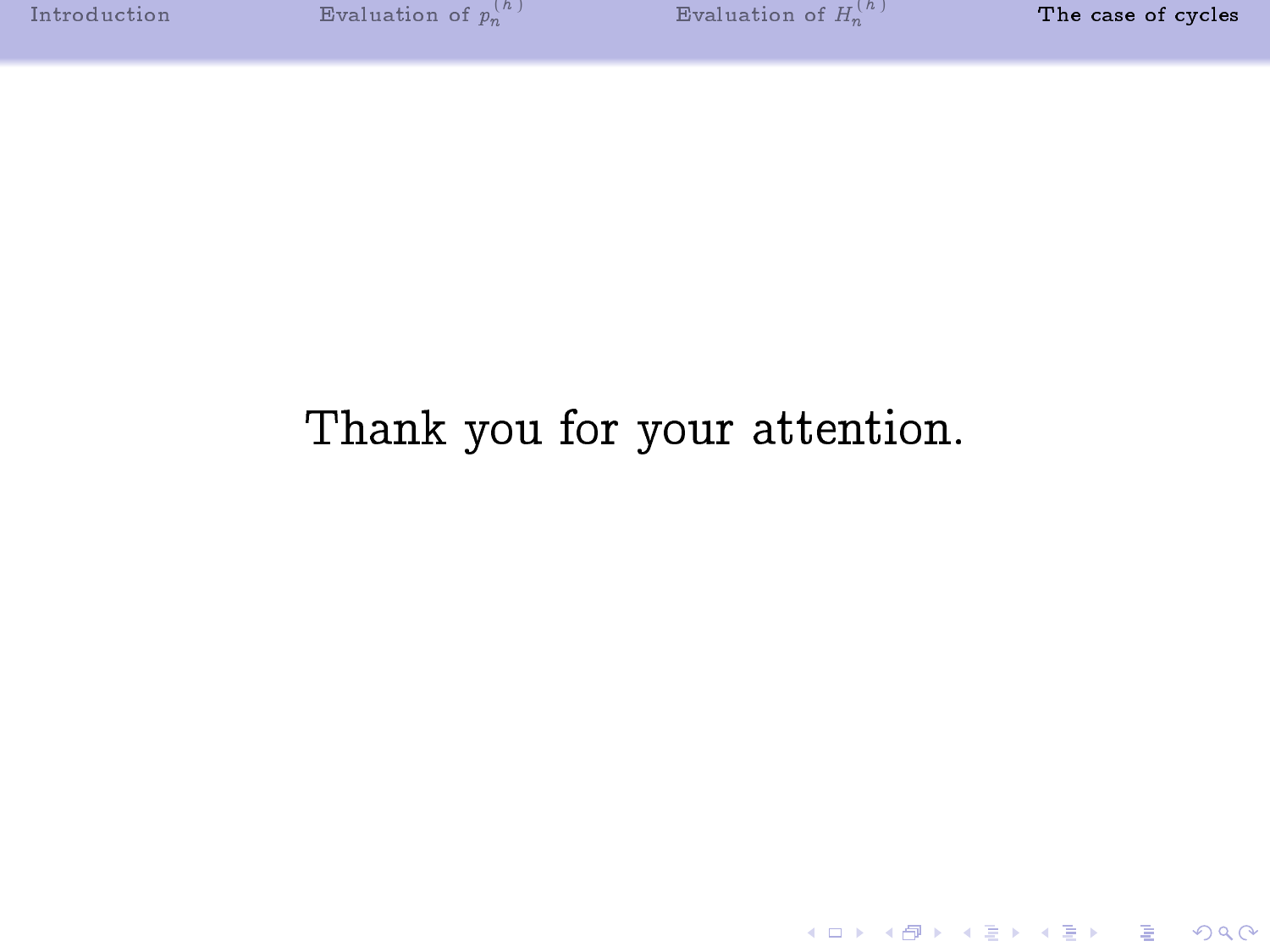Thank you for your attention.